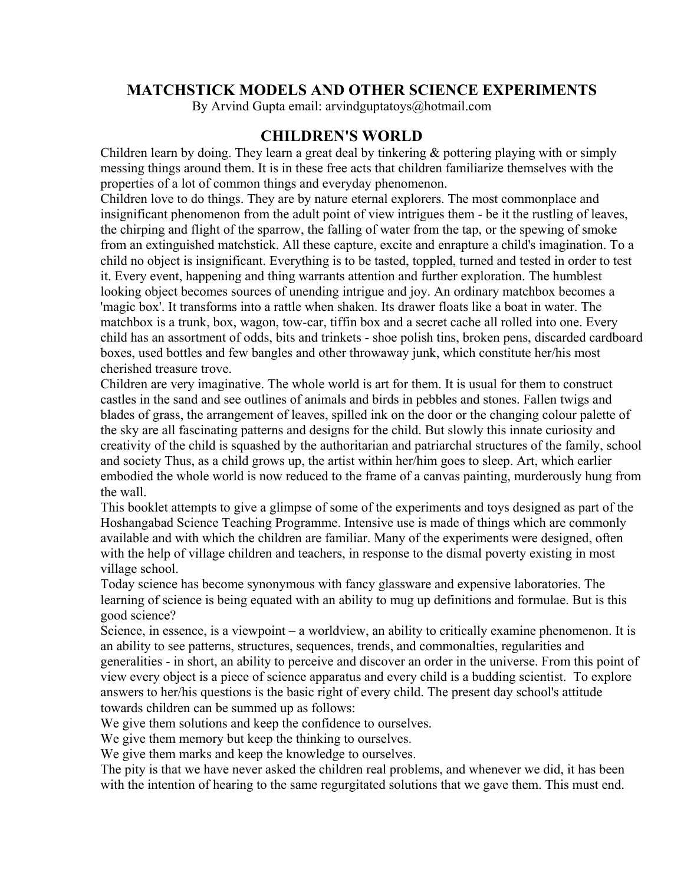# MATCHSTICK MODELS AND OTHER SCIENCE EXPERIMENTS

By Arvind Gupta email: arvindguptatoys@hotmail.com

## CHILDREN'S WORLD

Children learn by doing. They learn a great deal by tinkering & pottering playing with or simply messing things around them. It is in these free acts that children familiarize themselves with the properties of a lot of common things and everyday phenomenon.

Children love to do things. They are by nature eternal explorers. The most commonplace and insignificant phenomenon from the adult point of view intrigues them - be it the rustling of leaves, the chirping and flight of the sparrow, the falling of water from the tap, or the spewing of smoke from an extinguished matchstick. All these capture, excite and enrapture a child's imagination. To a child no object is insignificant. Everything is to be tasted, toppled, turned and tested in order to test it. Every event, happening and thing warrants attention and further exploration. The humblest looking object becomes sources of unending intrigue and joy. An ordinary matchbox becomes a 'magic box'. It transforms into a rattle when shaken. Its drawer floats like a boat in water. The matchbox is a trunk, box, wagon, tow-car, tiffin box and a secret cache all rolled into one. Every child has an assortment of odds, bits and trinkets - shoe polish tins, broken pens, discarded cardboard boxes, used bottles and few bangles and other throwaway junk, which constitute her/his most cherished treasure trove.

Children are very imaginative. The whole world is art for them. It is usual for them to construct castles in the sand and see outlines of animals and birds in pebbles and stones. Fallen twigs and blades of grass, the arrangement of leaves, spilled ink on the door or the changing colour palette of the sky are all fascinating patterns and designs for the child. But slowly this innate curiosity and creativity of the child is squashed by the authoritarian and patriarchal structures of the family, school and society Thus, as a child grows up, the artist within her/him goes to sleep. Art, which earlier embodied the whole world is now reduced to the frame of a canvas painting, murderously hung from the wall.

This booklet attempts to give a glimpse of some of the experiments and toys designed as part of the Hoshangabad Science Teaching Programme. Intensive use is made of things which are commonly available and with which the children are familiar. Many of the experiments were designed, often with the help of village children and teachers, in response to the dismal poverty existing in most village school.

Today science has become synonymous with fancy glassware and expensive laboratories. The learning of science is being equated with an ability to mug up definitions and formulae. But is this good science?

Science, in essence, is a viewpoint – a worldview, an ability to critically examine phenomenon. It is an ability to see patterns, structures, sequences, trends, and commonalties, regularities and generalities - in short, an ability to perceive and discover an order in the universe. From this point of view every object is a piece of science apparatus and every child is a budding scientist. To explore answers to her/his questions is the basic right of every child. The present day school's attitude towards children can be summed up as follows:

We give them solutions and keep the confidence to ourselves.

We give them memory but keep the thinking to ourselves.

We give them marks and keep the knowledge to ourselves.

The pity is that we have never asked the children real problems, and whenever we did, it has been with the intention of hearing to the same regurgitated solutions that we gave them. This must end.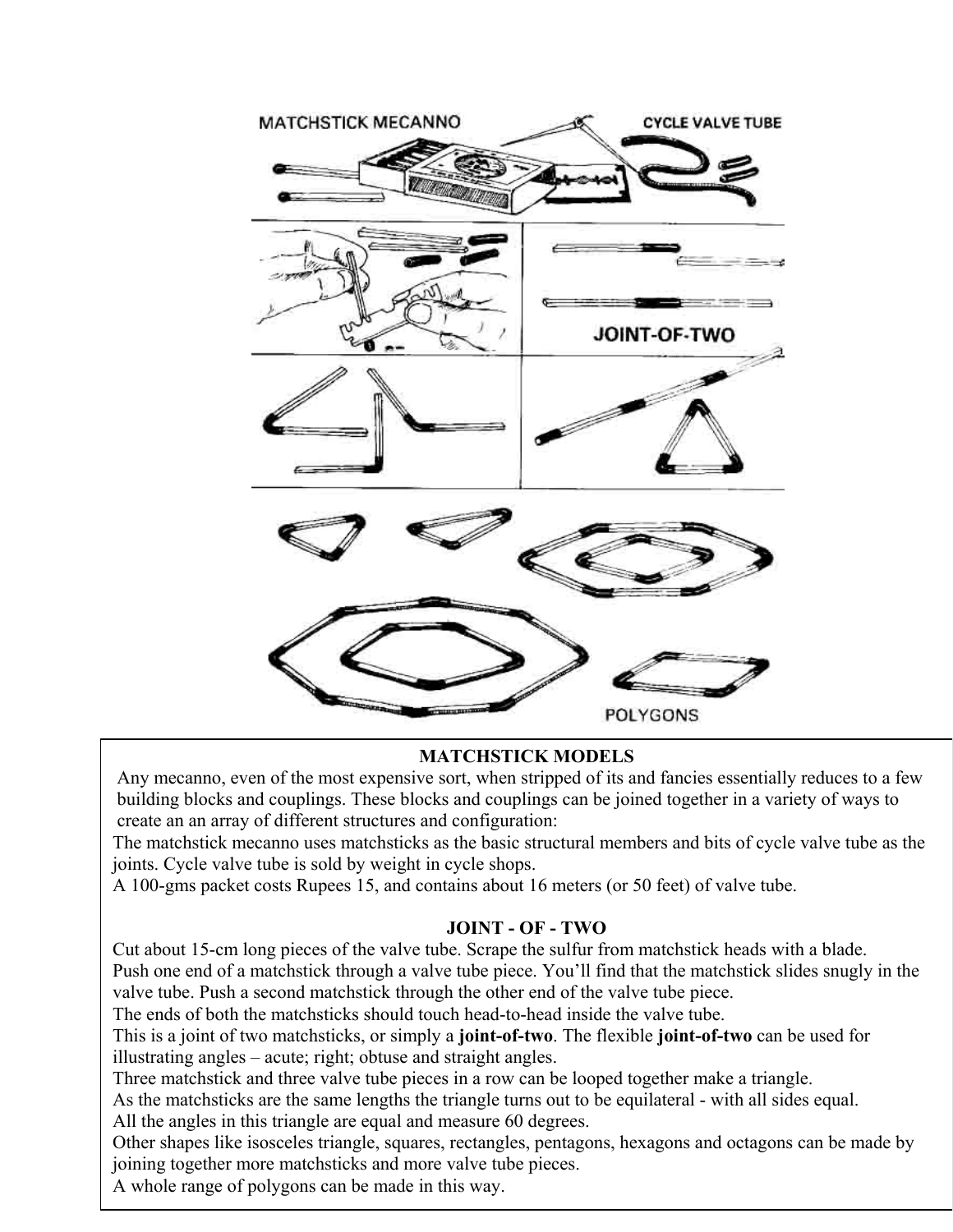## MATCHSTICK MODELS

Any mecanno, even of the most expensive sort, when stripped of its and fancies essentially reduces to a few building blocks and couplings. These blocks and couplings can be joined together in a variety of ways to create an an array of different structures and configuration:

The matchstick mecanno uses matchsticks as the basic structural members and bits of cycle valve tube as the joints. Cycle valve tube is sold by weight in cycle shops.

A 100-gms packet costs Rupees 15, and contains about 16 meters (or 50 feet) of valve tube.

## JOINT - OF - TWO

Cut about 15-cm long pieces of the valve tube. Scrape the sulfur from matchstick heads with a blade.

Push one end of a matchstick through a valve tube piece. You'll find that the matchstick slides snugly in the valve tube. Push a second matchstick through the other end of the valve tube piece.

The ends of both the matchsticks should touch head-to-head inside the valve tube.

This is a joint of two matchsticks, or simply a **joint-of-two**. The flexible **joint-of-two** can be used for illustrating angles – acute; right; obtuse and straight angles.

Three matchstick and three valve tube pieces in a row can be looped together make a triangle.

As the matchsticks are the same lengths the triangle turns out to be equilateral - with all sides equal.

All the angles in this triangle are equal and measure 60 degrees.

Other shapes like isosceles triangle, squares, rectangles, pentagons, hexagons and octagons can be made by joining together more matchsticks and more valve tube pieces.

A whole range of polygons can be made in this way.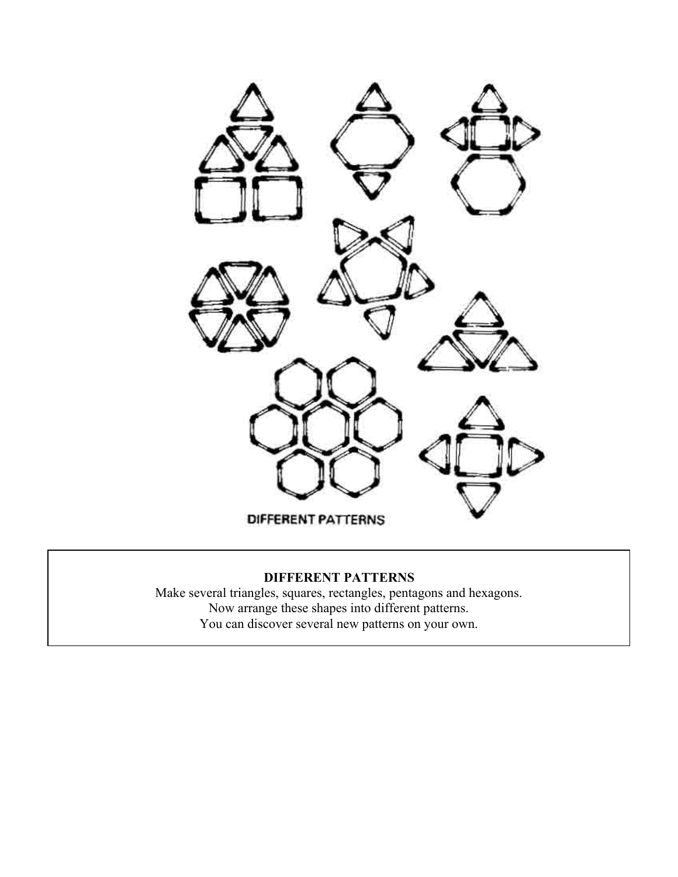DIFFERENT PATTERNS

**DIFFERENT PATTERNS**

Make several triangles, squares, rectangles, pentagons and hexagons.
Now arrange these shapes into different patterns.
You can discover several new patterns on your own.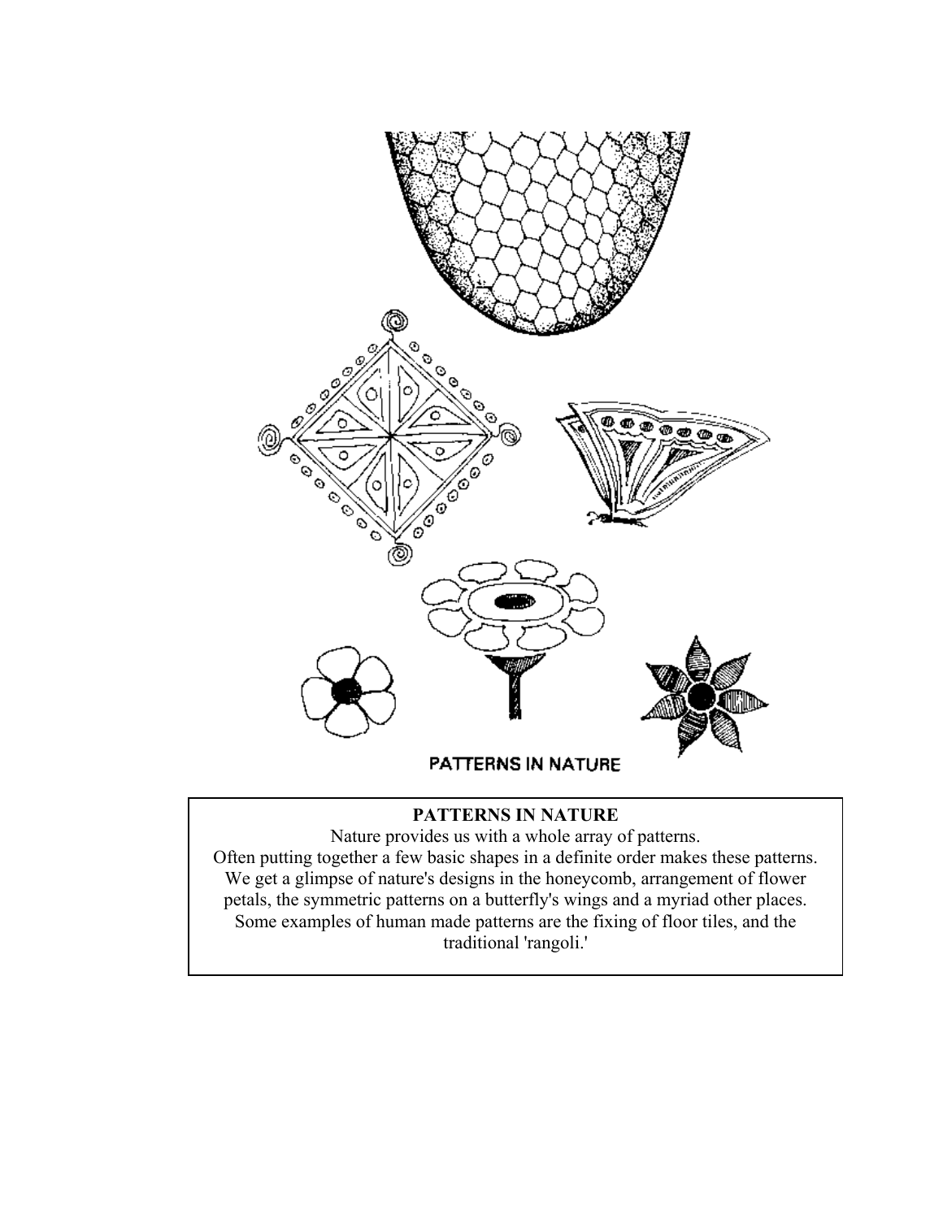PATTERNS IN NATURE

**PATTERNS IN NATURE**

Nature provides us with a whole array of patterns.
Often putting together a few basic shapes in a definite order makes these patterns.
We get a glimpse of nature's designs in the honeycomb, arrangement of flower petals, the symmetric patterns on a butterfly's wings and a myriad other places.
Some examples of human made patterns are the fixing of floor tiles, and the traditional 'rangoli.'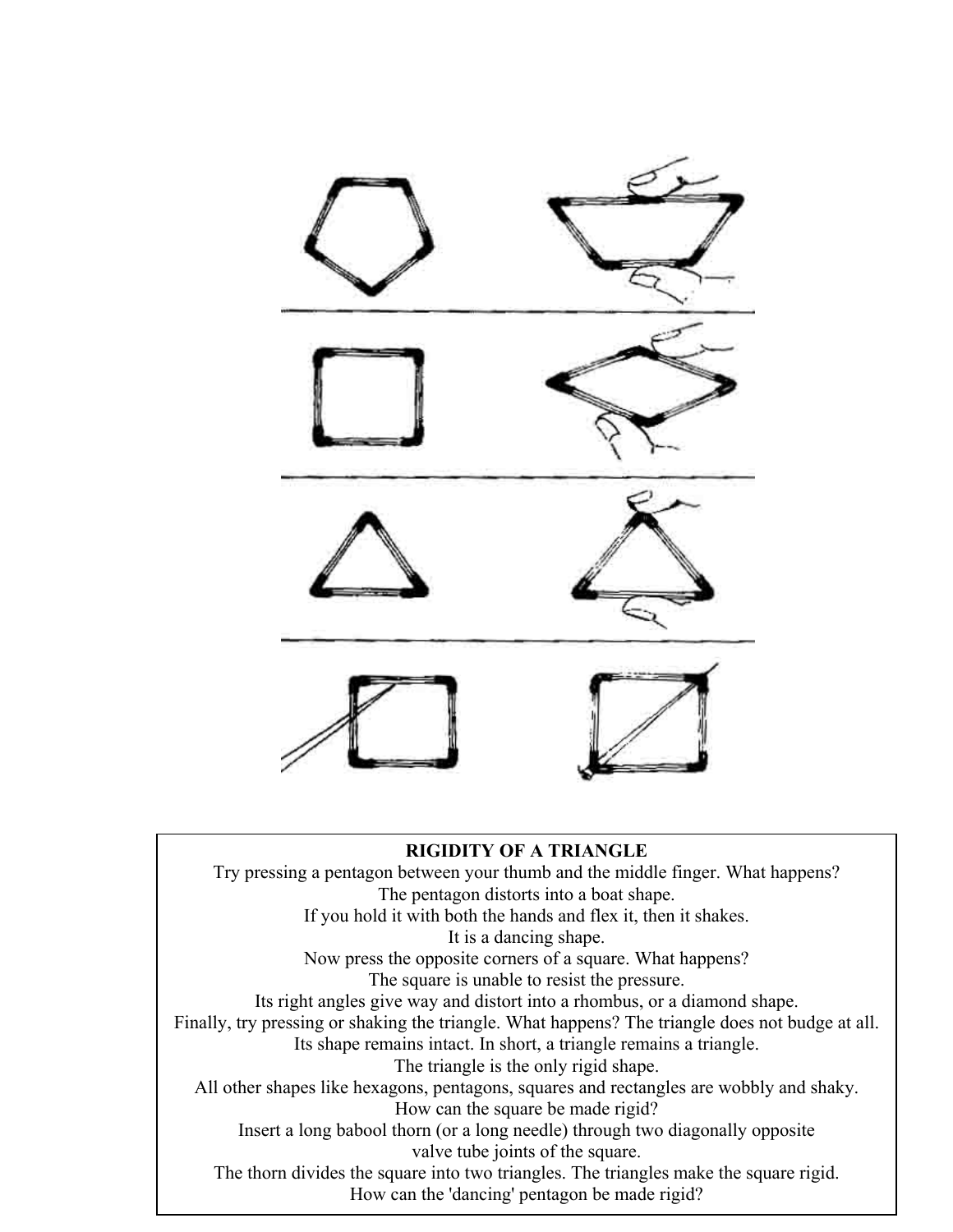**RIGIDITY OF A TRIANGLE**

Try pressing a pentagon between your thumb and the middle finger. What happens?
The pentagon distorts into a boat shape.
If you hold it with both the hands and flex it, then it shakes.
It is a dancing shape.
Now press the opposite corners of a square. What happens?
The square is unable to resist the pressure.
Its right angles give way and distort into a rhombus, or a diamond shape.
Finally, try pressing or shaking the triangle. What happens? The triangle does not budge at all.
Its shape remains intact. In short, a triangle remains a triangle.
The triangle is the only rigid shape.
All other shapes like hexagons, pentagons, squares and rectangles are wobbly and shaky.
How can the square be made rigid?
Insert a long babool thorn (or a long needle) through two diagonally opposite
valve tube joints of the square.
The thorn divides the square into two triangles. The triangles make the square rigid.
How can the 'dancing' pentagon be made rigid?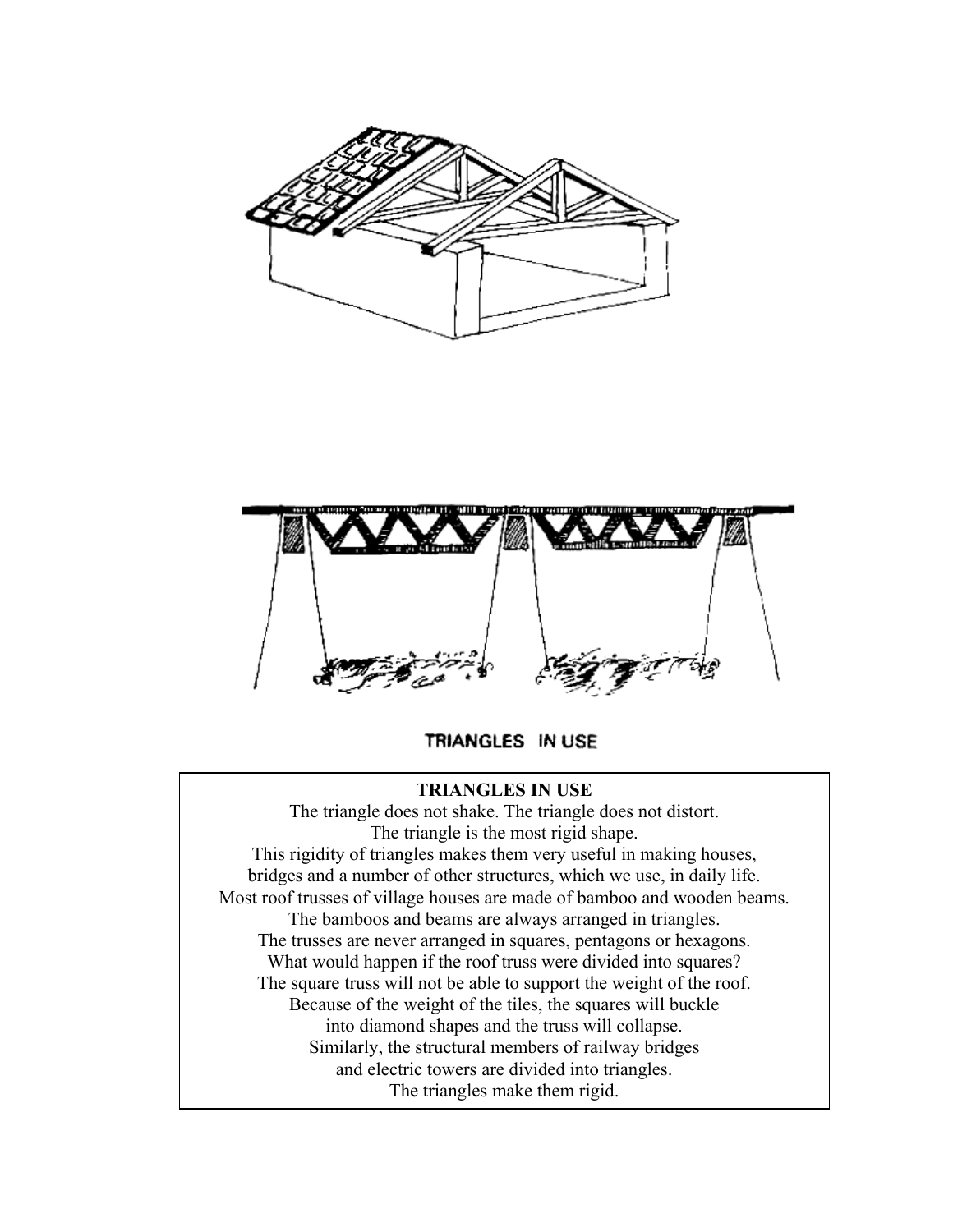TRIANGLES IN USE

## TRIANGLES IN USE

The triangle does not shake. The triangle does not distort.
The triangle is the most rigid shape.
This rigidity of triangles makes them very useful in making houses, bridges and a number of other structures, which we use, in daily life.
Most roof trusses of village houses are made of bamboo and wooden beams.
The bamboos and beams are always arranged in triangles.
The trusses are never arranged in squares, pentagons or hexagons.
What would happen if the roof truss were divided into squares?
The square truss will not be able to support the weight of the roof.
Because of the weight of the tiles, the squares will buckle into diamond shapes and the truss will collapse.
Similarly, the structural members of railway bridges and electric towers are divided into triangles.
The triangles make them rigid.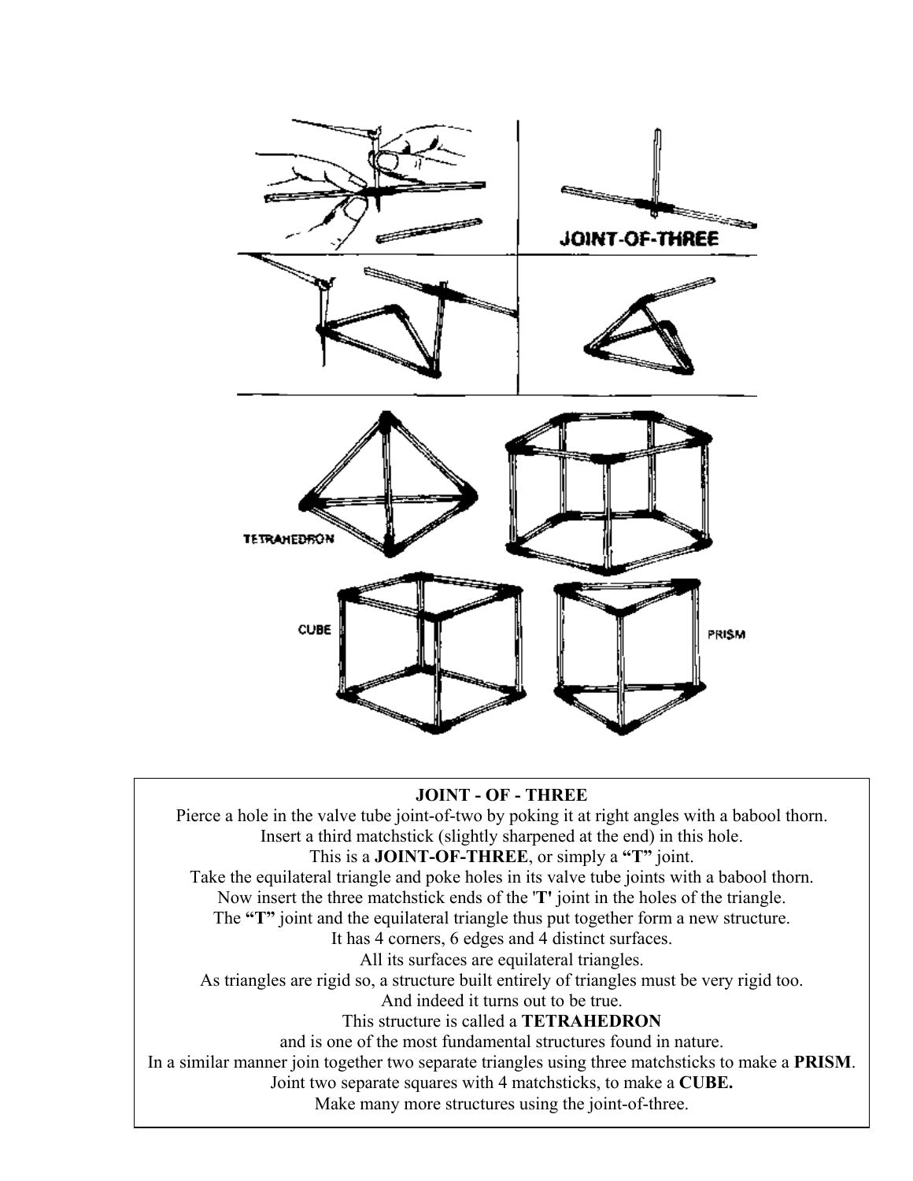**JOINT - OF - THREE**

Pierce a hole in the valve tube joint-of-two by poking it at right angles with a babool thorn.
Insert a third matchstick (slightly sharpened at the end) in this hole.
This is a **JOINT-OF-THREE**, or simply a **"T"** joint.
Take the equilateral triangle and poke holes in its valve tube joints with a babool thorn.
Now insert the three matchstick ends of the '**T'** joint in the holes of the triangle.
The **"T"** joint and the equilateral triangle thus put together form a new structure.
It has 4 corners, 6 edges and 4 distinct surfaces.
All its surfaces are equilateral triangles.
As triangles are rigid so, a structure built entirely of triangles must be very rigid too.
And indeed it turns out to be true.
This structure is called a **TETRAHEDRON**
and is one of the most fundamental structures found in nature.
In a similar manner join together two separate triangles using three matchsticks to make a **PRISM**.
Joint two separate squares with 4 matchsticks, to make a **CUBE.**
Make many more structures using the joint-of-three.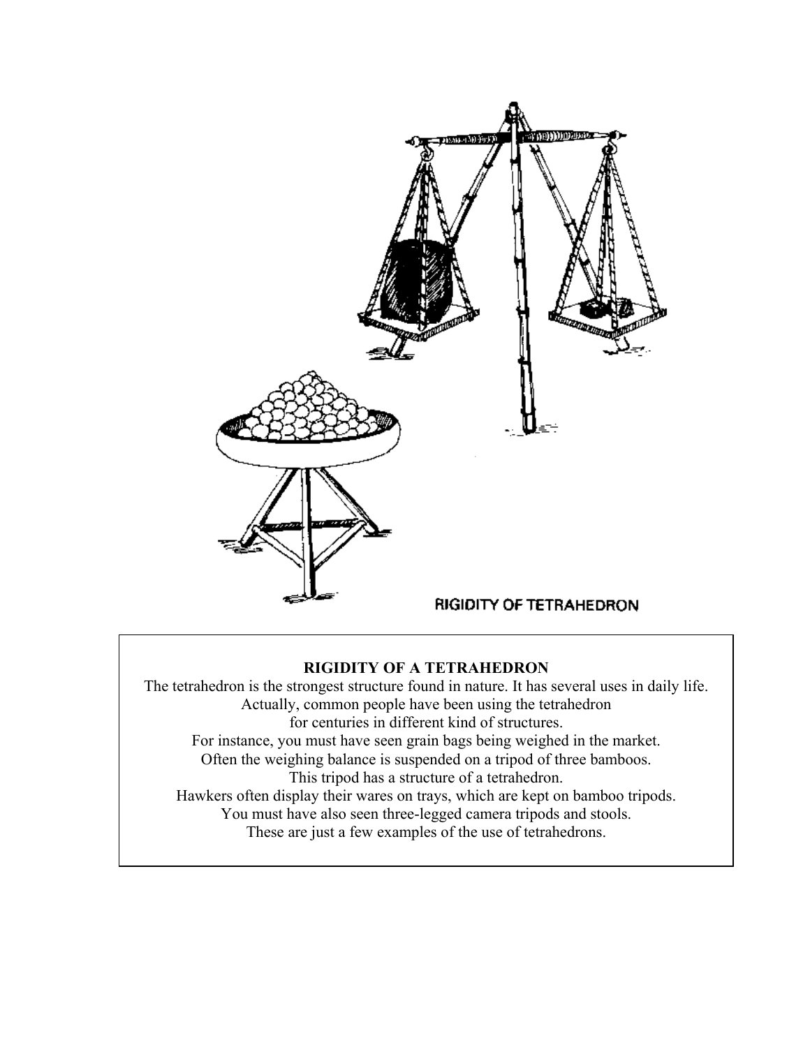RIGIDITY OF TETRAHEDRON

## RIGIDITY OF A TETRAHEDRON

The tetrahedron is the strongest structure found in nature. It has several uses in daily life.
Actually, common people have been using the tetrahedron
for centuries in different kind of structures.
For instance, you must have seen grain bags being weighed in the market.
Often the weighing balance is suspended on a tripod of three bamboos.
This tripod has a structure of a tetrahedron.
Hawkers often display their wares on trays, which are kept on bamboo tripods.
You must have also seen three-legged camera tripods and stools.
These are just a few examples of the use of tetrahedrons.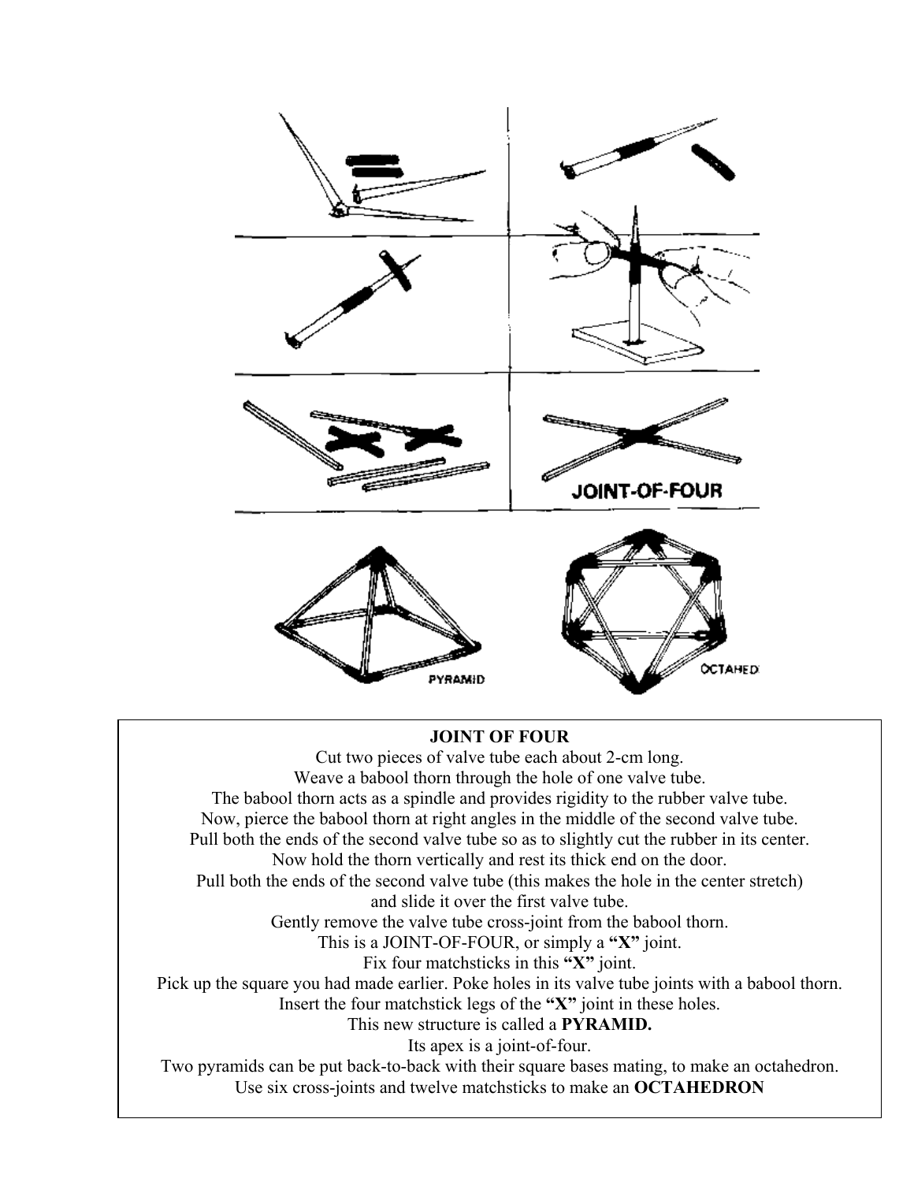**JOINT OF FOUR**

Cut two pieces of valve tube each about 2-cm long.
Weave a babool thorn through the hole of one valve tube.
The babool thorn acts as a spindle and provides rigidity to the rubber valve tube.
Now, pierce the babool thorn at right angles in the middle of the second valve tube.
Pull both the ends of the second valve tube so as to slightly cut the rubber in its center.
Now hold the thorn vertically and rest its thick end on the door.
Pull both the ends of the second valve tube (this makes the hole in the center stretch) and slide it over the first valve tube.
Gently remove the valve tube cross-joint from the babool thorn.
This is a JOINT-OF-FOUR, or simply a **"X"** joint.
Fix four matchsticks in this **"X"** joint.
Pick up the square you had made earlier. Poke holes in its valve tube joints with a babool thorn.
Insert the four matchstick legs of the **"X"** joint in these holes.
This new structure is called a **PYRAMID.**
Its apex is a joint-of-four.
Two pyramids can be put back-to-back with their square bases mating, to make an octahedron.
Use six cross-joints and twelve matchsticks to make an **OCTAHEDRON**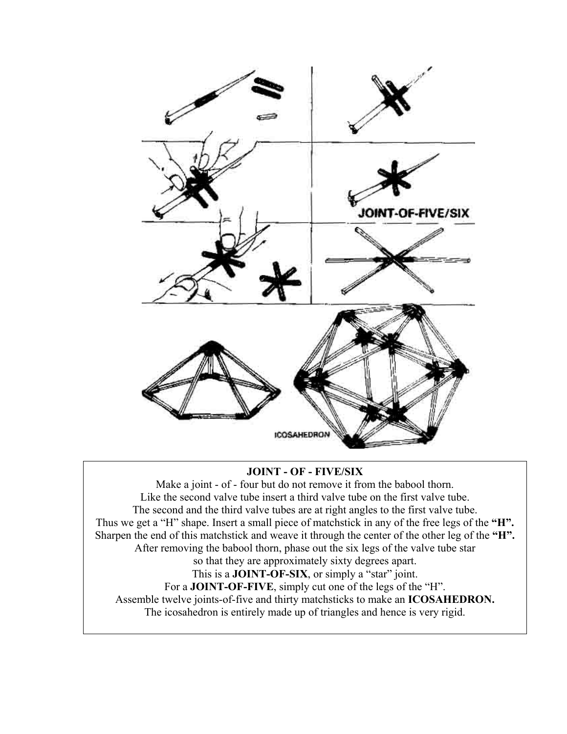**JOINT - OF - FIVE/SIX**

Make a joint - of - four but do not remove it from the babool thorn.
Like the second valve tube insert a third valve tube on the first valve tube.
The second and the third valve tubes are at right angles to the first valve tube.
Thus we get a "H" shape. Insert a small piece of matchstick in any of the free legs of the **"H".**
Sharpen the end of this matchstick and weave it through the center of the other leg of the **"H".**
After removing the babool thorn, phase out the six legs of the valve tube star
so that they are approximately sixty degrees apart.
This is a **JOINT-OF-SIX**, or simply a "star" joint.
For a **JOINT-OF-FIVE**, simply cut one of the legs of the "H".
Assemble twelve joints-of-five and thirty matchsticks to make an **ICOSAHEDRON.**
The icosahedron is entirely made up of triangles and hence is very rigid.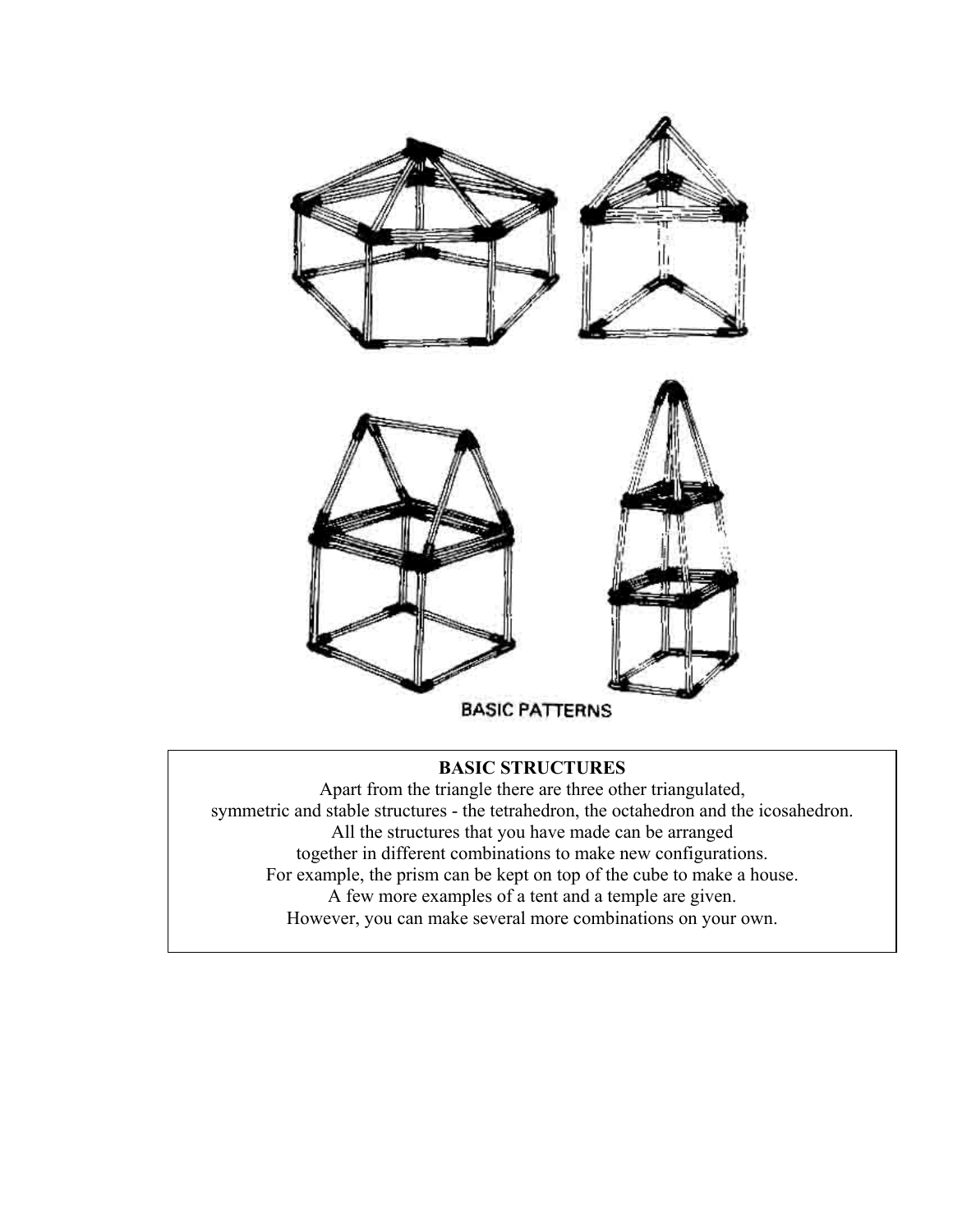BASIC PATTERNS

**BASIC STRUCTURES**

Apart from the triangle there are three other triangulated, symmetric and stable structures - the tetrahedron, the octahedron and the icosahedron. All the structures that you have made can be arranged together in different combinations to make new configurations. For example, the prism can be kept on top of the cube to make a house. A few more examples of a tent and a temple are given. However, you can make several more combinations on your own.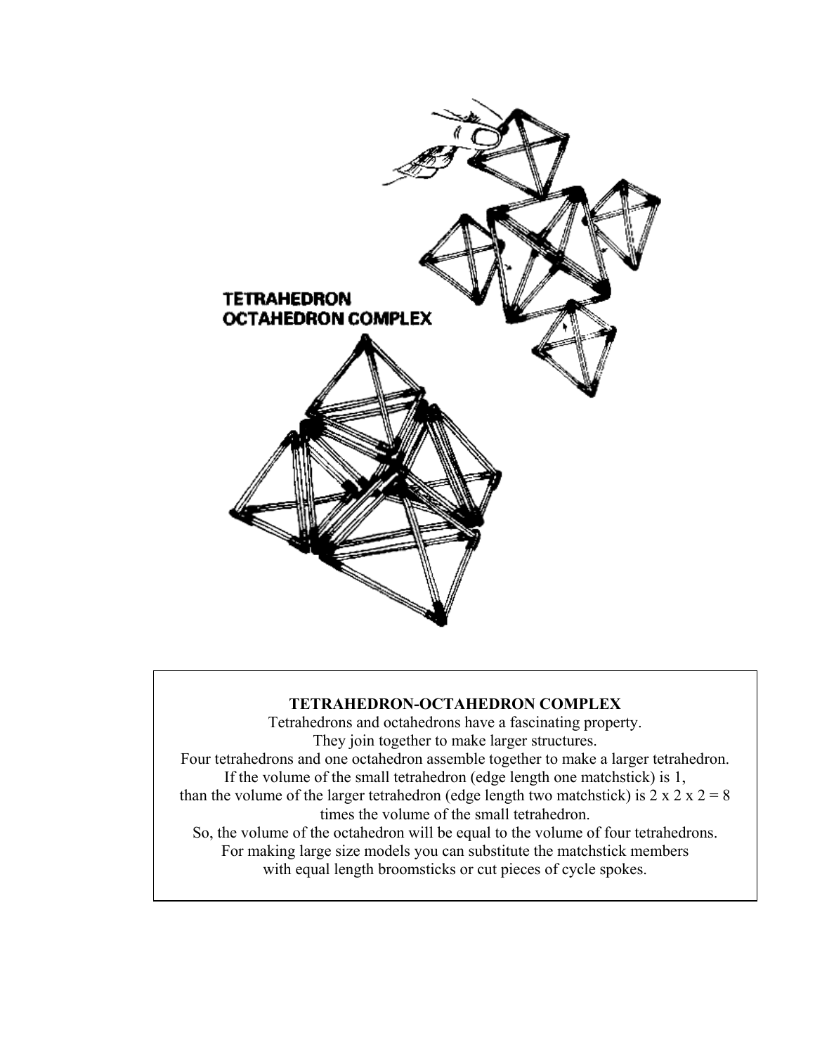TETRAHEDRON OCTAHEDRON COMPLEX

**TETRAHEDRON-OCTAHEDRON COMPLEX**

Tetrahedrons and octahedrons have a fascinating property.
They join together to make larger structures.
Four tetrahedrons and one octahedron assemble together to make a larger tetrahedron.
If the volume of the small tetrahedron (edge length one matchstick) is 1,
than the volume of the larger tetrahedron (edge length two matchstick) is 2 x 2 x 2 = 8 times the volume of the small tetrahedron.
So, the volume of the octahedron will be equal to the volume of four tetrahedrons.
For making large size models you can substitute the matchstick members with equal length broomsticks or cut pieces of cycle spokes.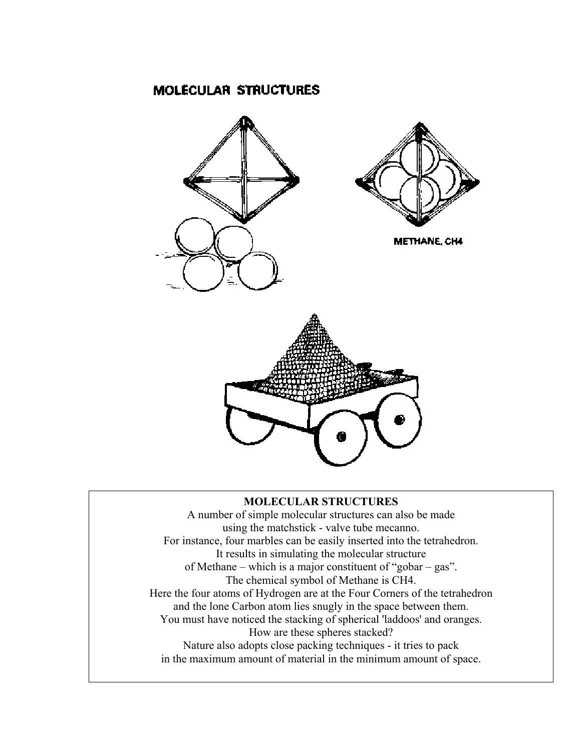# MOLECULAR STRUCTURES

METHANE, $CH_4$

**MOLECULAR STRUCTURES**

A number of simple molecular structures can also be made using the matchstick - valve tube mecanno. For instance, four marbles can be easily inserted into the tetrahedron. It results in simulating the molecular structure of Methane – which is a major constituent of "gobar – gas". The chemical symbol of Methane is $CH_4$. Here the four atoms of Hydrogen are at the Four Corners of the tetrahedron and the lone Carbon atom lies snugly in the space between them. You must have noticed the stacking of spherical 'laddoos' and oranges. How are these spheres stacked? Nature also adopts close packing techniques - it tries to pack in the maximum amount of material in the minimum amount of space.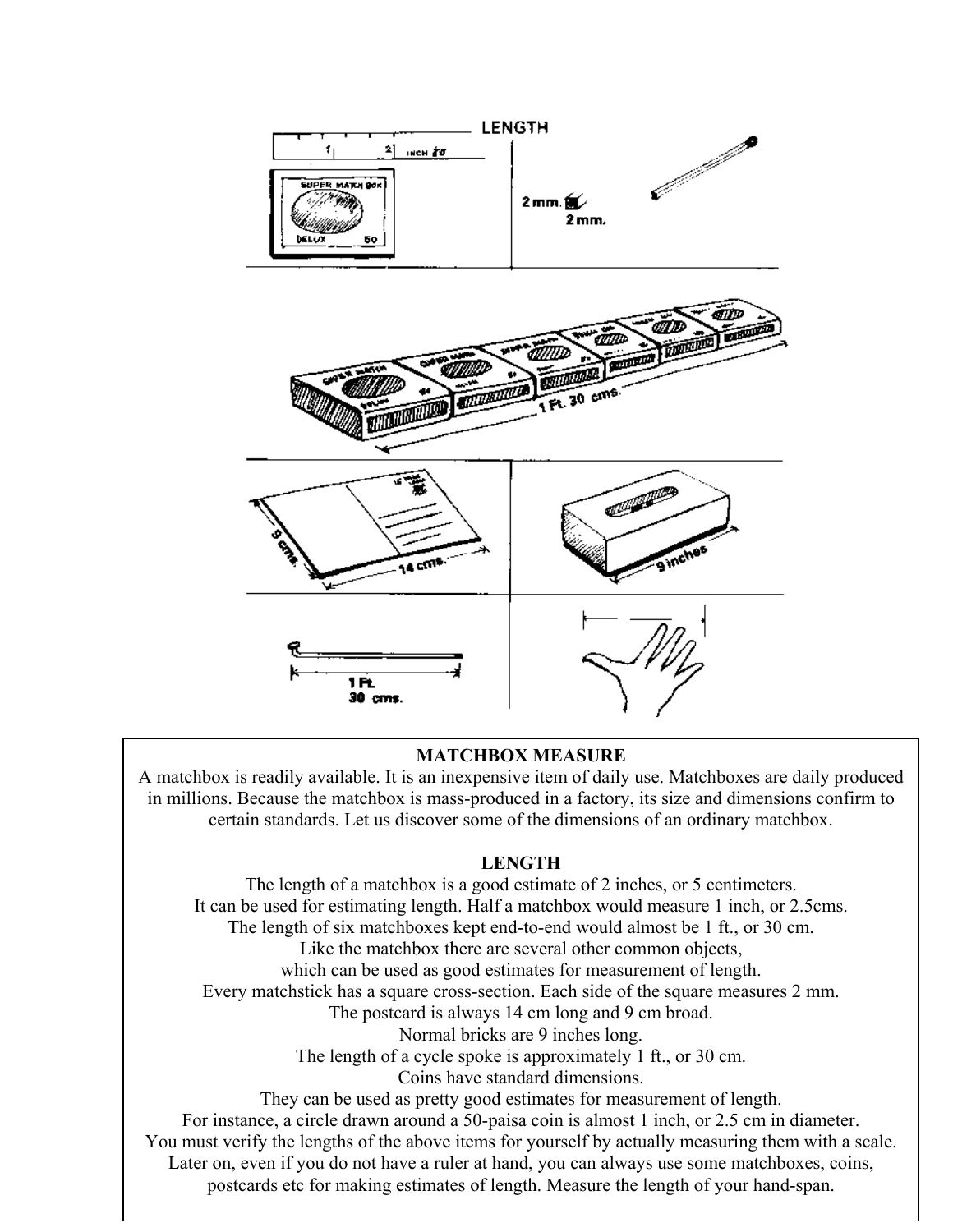## MATCHBOX MEASURE

A matchbox is readily available. It is an inexpensive item of daily use. Matchboxes are daily produced in millions. Because the matchbox is mass-produced in a factory, its size and dimensions confirm to certain standards. Let us discover some of the dimensions of an ordinary matchbox.

### LENGTH

The length of a matchbox is a good estimate of 2 inches, or 5 centimeters.
It can be used for estimating length. Half a matchbox would measure 1 inch, or 2.5cms.
The length of six matchboxes kept end-to-end would almost be 1 ft., or 30 cm.
Like the matchbox there are several other common objects,
which can be used as good estimates for measurement of length.
Every matchstick has a square cross-section. Each side of the square measures 2 mm.
The postcard is always 14 cm long and 9 cm broad.
Normal bricks are 9 inches long.
The length of a cycle spoke is approximately 1 ft., or 30 cm.
Coins have standard dimensions.
They can be used as pretty good estimates for measurement of length.
For instance, a circle drawn around a 50-paisa coin is almost 1 inch, or 2.5 cm in diameter.
You must verify the lengths of the above items for yourself by actually measuring them with a scale.
Later on, even if you do not have a ruler at hand, you can always use some matchboxes, coins, postcards etc for making estimates of length. Measure the length of your hand-span.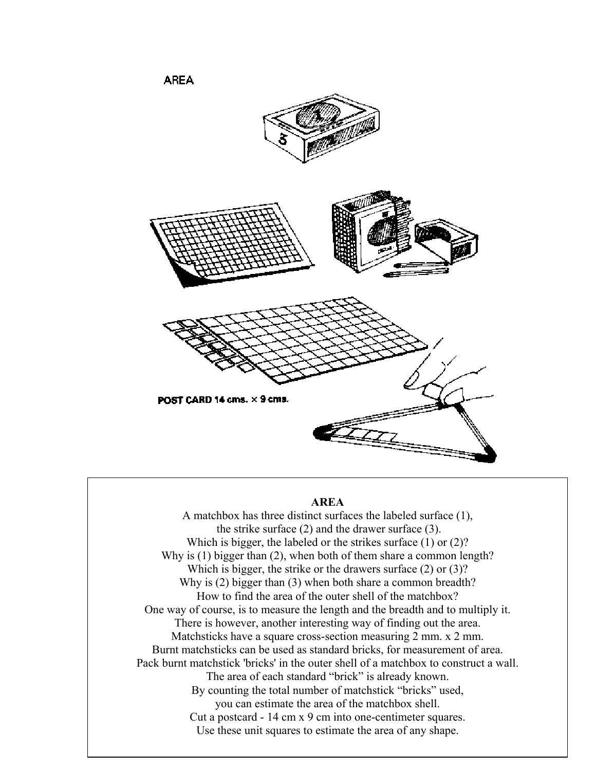# AREA

POST CARD 14 cms. × 9 cms.

**AREA**

A matchbox has three distinct surfaces the labeled surface (1),
the strike surface (2) and the drawer surface (3).
Which is bigger, the labeled or the strikes surface (1) or (2)?
Why is (1) bigger than (2), when both of them share a common length?
Which is bigger, the strike or the drawers surface (2) or (3)?
Why is (2) bigger than (3) when both share a common breadth?
How to find the area of the outer shell of the matchbox?
One way of course, is to measure the length and the breadth and to multiply it.
There is however, another interesting way of finding out the area.
Matchsticks have a square cross-section measuring 2 mm. x 2 mm.
Burnt matchsticks can be used as standard bricks, for measurement of area.
Pack burnt matchstick 'bricks' in the outer shell of a matchbox to construct a wall.
The area of each standard "brick" is already known.
By counting the total number of matchstick "bricks" used,
you can estimate the area of the matchbox shell.
Cut a postcard - 14 cm x 9 cm into one-centimeter squares.
Use these unit squares to estimate the area of any shape.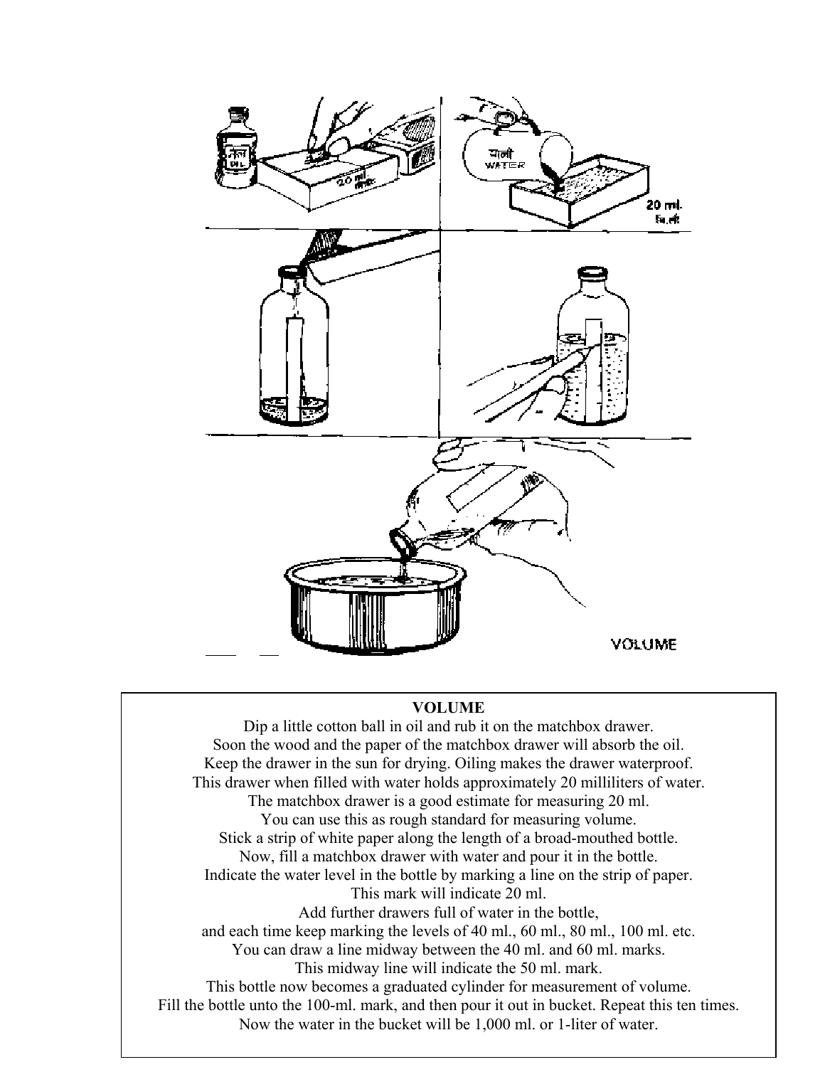**VOLUME**

Dip a little cotton ball in oil and rub it on the matchbox drawer.
Soon the wood and the paper of the matchbox drawer will absorb the oil.
Keep the drawer in the sun for drying. Oiling makes the drawer waterproof.
This drawer when filled with water holds approximately 20 milliliters of water.
The matchbox drawer is a good estimate for measuring 20 ml.
You can use this as rough standard for measuring volume.
Stick a strip of white paper along the length of a broad-mouthed bottle.
Now, fill a matchbox drawer with water and pour it in the bottle.
Indicate the water level in the bottle by marking a line on the strip of paper.
This mark will indicate 20 ml.
Add further drawers full of water in the bottle,
and each time keep marking the levels of 40 ml., 60 ml., 80 ml., 100 ml. etc.
You can draw a line midway between the 40 ml. and 60 ml. marks.
This midway line will indicate the 50 ml. mark.
This bottle now becomes a graduated cylinder for measurement of volume.
Fill the bottle unto the 100-ml. mark, and then pour it out in bucket. Repeat this ten times.
Now the water in the bucket will be 1,000 ml. or 1-liter of water.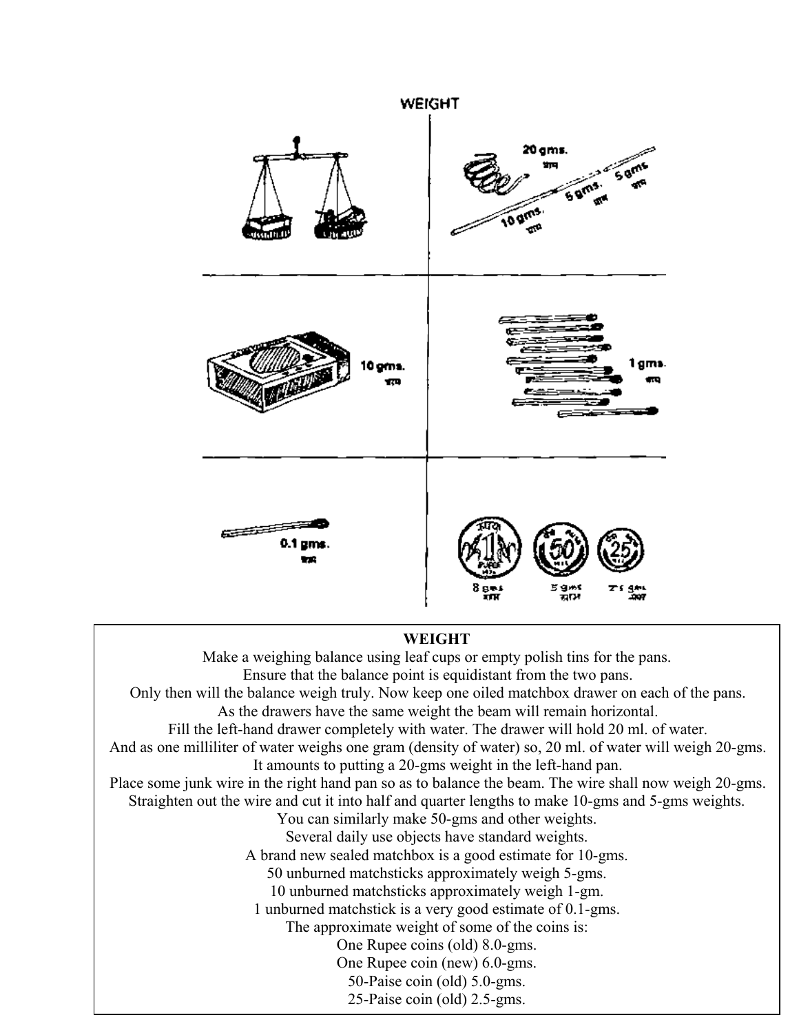# WEIGHT

20 gms.

10 gms.

5 gms.

5 gms

10 gms.

1 gms.

0.1 gms.

8 gms

5 gms

2.5 gms

## WEIGHT

Make a weighing balance using leaf cups or empty polish tins for the pans.
Ensure that the balance point is equidistant from the two pans.
Only then will the balance weigh truly. Now keep one oiled matchbox drawer on each of the pans.
As the drawers have the same weight the beam will remain horizontal.
Fill the left-hand drawer completely with water. The drawer will hold 20 ml. of water.
And as one milliliter of water weighs one gram (density of water) so, 20 ml. of water will weigh 20-gms.
It amounts to putting a 20-gms weight in the left-hand pan.
Place some junk wire in the right hand pan so as to balance the beam. The wire shall now weigh 20-gms.
Straighten out the wire and cut it into half and quarter lengths to make 10-gms and 5-gms weights.
You can similarly make 50-gms and other weights.
Several daily use objects have standard weights.
A brand new sealed matchbox is a good estimate for 10-gms.
50 unburned matchsticks approximately weigh 5-gms.
10 unburned matchsticks approximately weigh 1-gm.
1 unburned matchstick is a very good estimate of 0.1-gms.
The approximate weight of some of the coins is:
One Rupee coins (old) 8.0-gms.
One Rupee coin (new) 6.0-gms.
50-Paise coin (old) 5.0-gms.
25-Paise coin (old) 2.5-gms.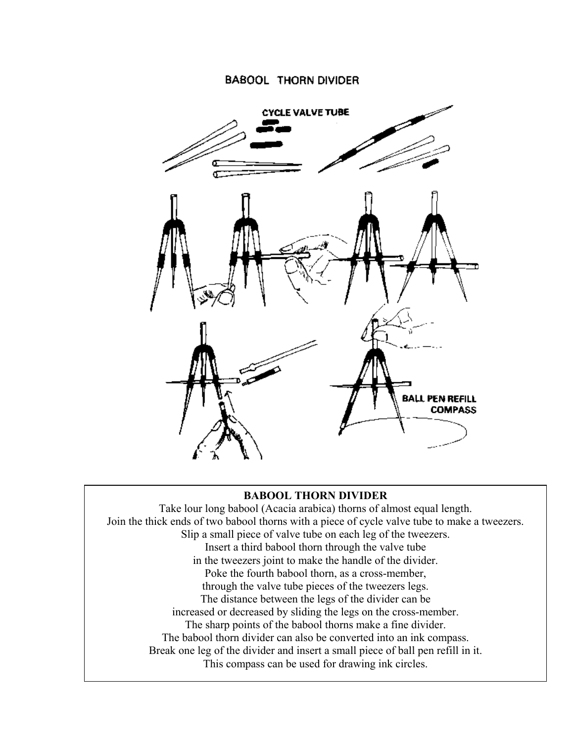# BABOOL THORN DIVIDER

**BABOOL THORN DIVIDER**

Take lour long babool (Acacia arabica) thorns of almost equal length.
Join the thick ends of two babool thorns with a piece of cycle valve tube to make a tweezers.
Slip a small piece of valve tube on each leg of the tweezers.
Insert a third babool thorn through the valve tube
in the tweezers joint to make the handle of the divider.
Poke the fourth babool thorn, as a cross-member,
through the valve tube pieces of the tweezers legs.
The distance between the legs of the divider can be
increased or decreased by sliding the legs on the cross-member.
The sharp points of the babool thorns make a fine divider.
The babool thorn divider can also be converted into an ink compass.
Break one leg of the divider and insert a small piece of ball pen refill in it.
This compass can be used for drawing ink circles.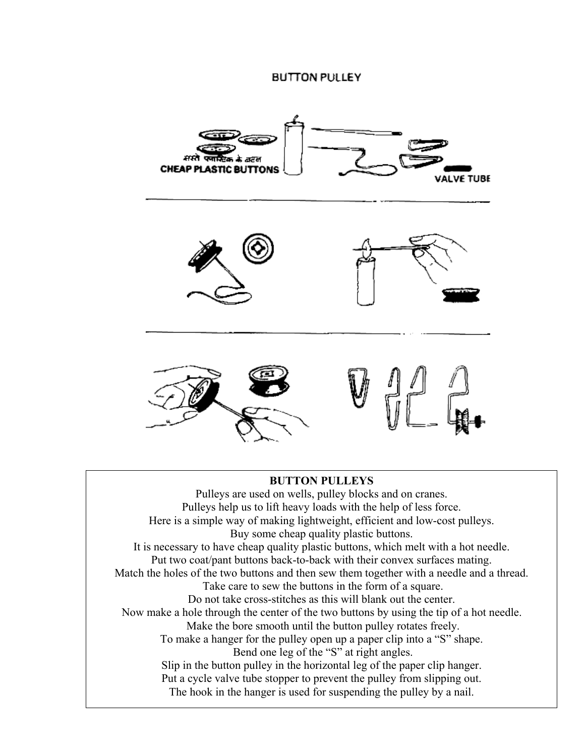# BUTTON PULLEY

सस्ते प्लास्टिक के बटन

CHEAP PLASTIC BUTTONS

VALVE TUBE

## BUTTON PULLEYS

Pulleys are used on wells, pulley blocks and on cranes.
Pulleys help us to lift heavy loads with the help of less force.
Here is a simple way of making lightweight, efficient and low-cost pulleys.
Buy some cheap quality plastic buttons.
It is necessary to have cheap quality plastic buttons, which melt with a hot needle.
Put two coat/pant buttons back-to-back with their convex surfaces mating.
Match the holes of the two buttons and then sew them together with a needle and a thread.
Take care to sew the buttons in the form of a square.
Do not take cross-stitches as this will blank out the center.
Now make a hole through the center of the two buttons by using the tip of a hot needle.
Make the bore smooth until the button pulley rotates freely.
To make a hanger for the pulley open up a paper clip into a "S" shape.
Bend one leg of the "S" at right angles.
Slip in the button pulley in the horizontal leg of the paper clip hanger.
Put a cycle valve tube stopper to prevent the pulley from slipping out.
The hook in the hanger is used for suspending the pulley by a nail.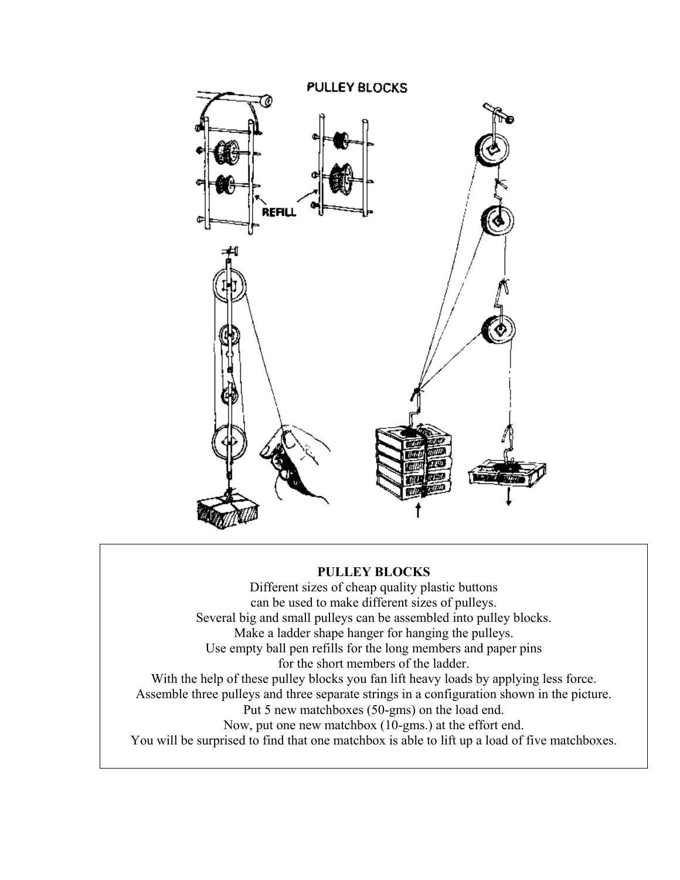**PULLEY BLOCKS**

Different sizes of cheap quality plastic buttons
can be used to make different sizes of pulleys.
Several big and small pulleys can be assembled into pulley blocks.
Make a ladder shape hanger for hanging the pulleys.
Use empty ball pen refills for the long members and paper pins
for the short members of the ladder.
With the help of these pulley blocks you fan lift heavy loads by applying less force.
Assemble three pulleys and three separate strings in a configuration shown in the picture.
Put 5 new matchboxes (50-gms) on the load end.
Now, put one new matchbox (10-gms.) at the effort end.
You will be surprised to find that one matchbox is able to lift up a load of five matchboxes.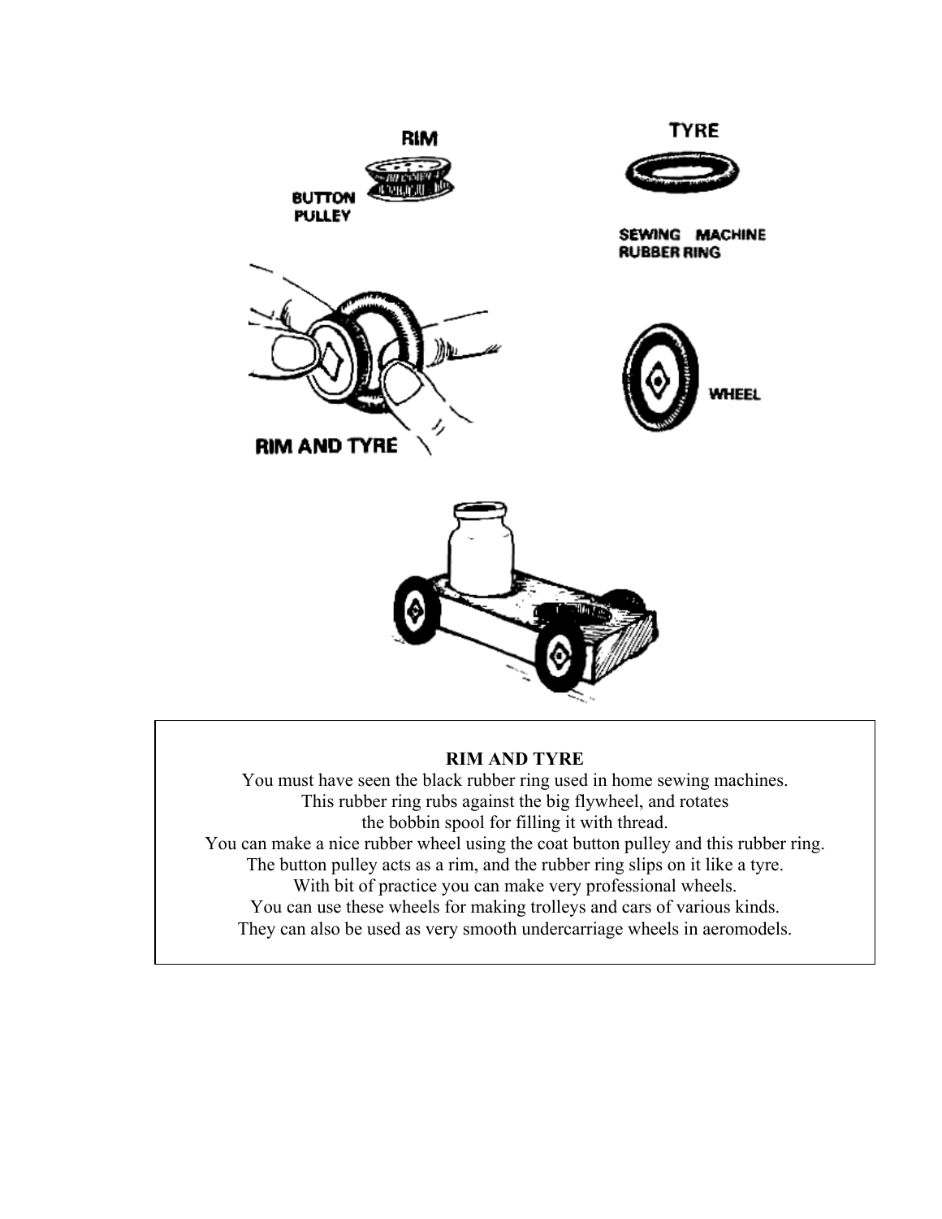RIM

BUTTON PULLEY

TYRE

SEWING MACHINE RUBBER RING

RIM AND TYRE

WHEEL

**RIM AND TYRE**

You must have seen the black rubber ring used in home sewing machines.
This rubber ring rubs against the big flywheel, and rotates
the bobbin spool for filling it with thread.
You can make a nice rubber wheel using the coat button pulley and this rubber ring.
The button pulley acts as a rim, and the rubber ring slips on it like a tyre.
With bit of practice you can make very professional wheels.
You can use these wheels for making trolleys and cars of various kinds.
They can also be used as very smooth undercarriage wheels in aeromodels.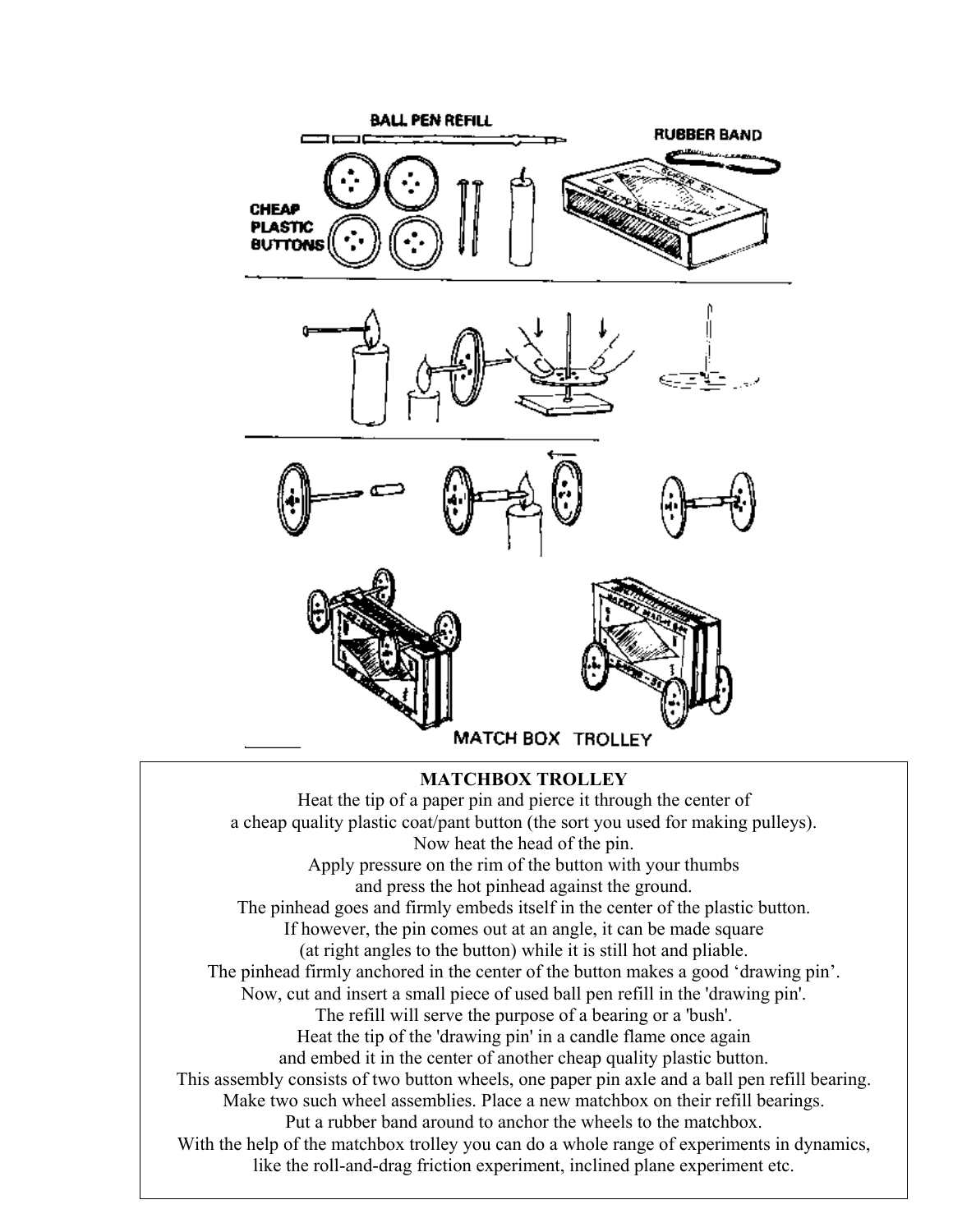**MATCHBOX TROLLEY**

Heat the tip of a paper pin and pierce it through the center of
a cheap quality plastic coat/pant button (the sort you used for making pulleys).
Now heat the head of the pin.
Apply pressure on the rim of the button with your thumbs
and press the hot pinhead against the ground.
The pinhead goes and firmly embeds itself in the center of the plastic button.
If however, the pin comes out at an angle, it can be made square
(at right angles to the button) while it is still hot and pliable.
The pinhead firmly anchored in the center of the button makes a good 'drawing pin'.
Now, cut and insert a small piece of used ball pen refill in the 'drawing pin'.
The refill will serve the purpose of a bearing or a 'bush'.
Heat the tip of the 'drawing pin' in a candle flame once again
and embed it in the center of another cheap quality plastic button.
This assembly consists of two button wheels, one paper pin axle and a ball pen refill bearing.
Make two such wheel assemblies. Place a new matchbox on their refill bearings.
Put a rubber band around to anchor the wheels to the matchbox.
With the help of the matchbox trolley you can do a whole range of experiments in dynamics,
like the roll-and-drag friction experiment, inclined plane experiment etc.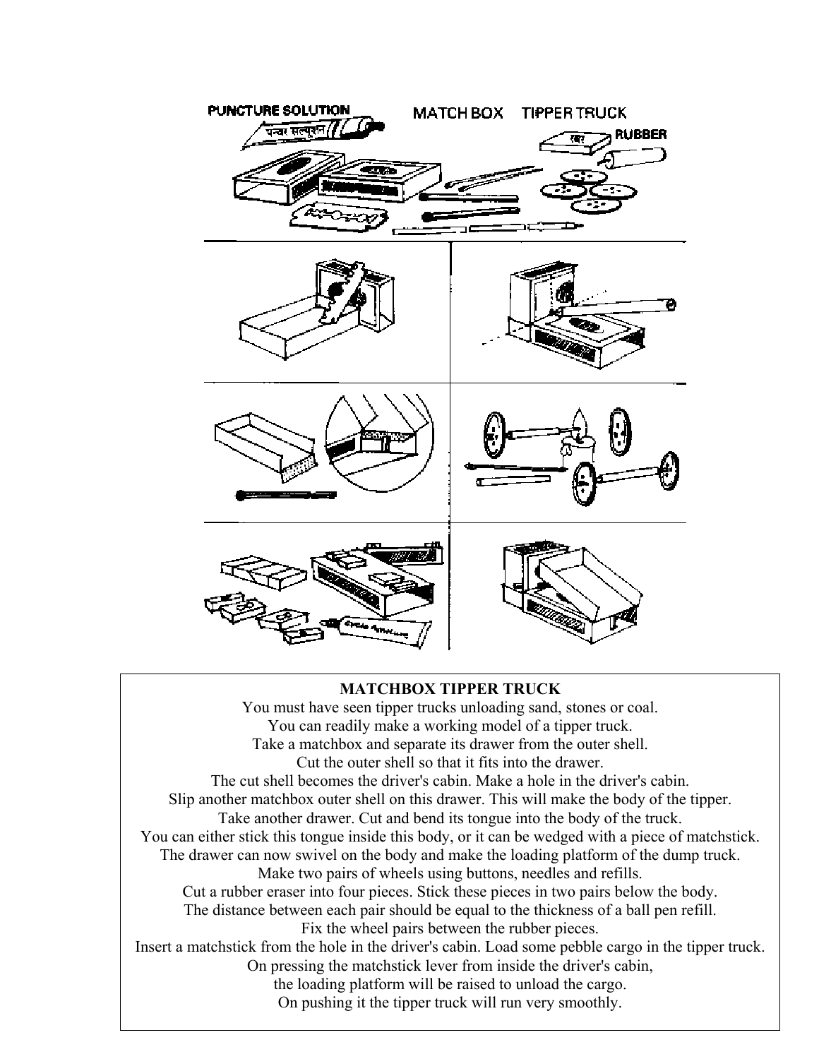## MATCHBOX TIPPER TRUCK

You must have seen tipper trucks unloading sand, stones or coal.
You can readily make a working model of a tipper truck.
Take a matchbox and separate its drawer from the outer shell.
Cut the outer shell so that it fits into the drawer.
The cut shell becomes the driver's cabin. Make a hole in the driver's cabin.
Slip another matchbox outer shell on this drawer. This will make the body of the tipper.
Take another drawer. Cut and bend its tongue into the body of the truck.
You can either stick this tongue inside this body, or it can be wedged with a piece of matchstick.
The drawer can now swivel on the body and make the loading platform of the dump truck.
Make two pairs of wheels using buttons, needles and refills.
Cut a rubber eraser into four pieces. Stick these pieces in two pairs below the body.
The distance between each pair should be equal to the thickness of a ball pen refill.
Fix the wheel pairs between the rubber pieces.
Insert a matchstick from the hole in the driver's cabin. Load some pebble cargo in the tipper truck.
On pressing the matchstick lever from inside the driver's cabin,
the loading platform will be raised to unload the cargo.
On pushing it the tipper truck will run very smoothly.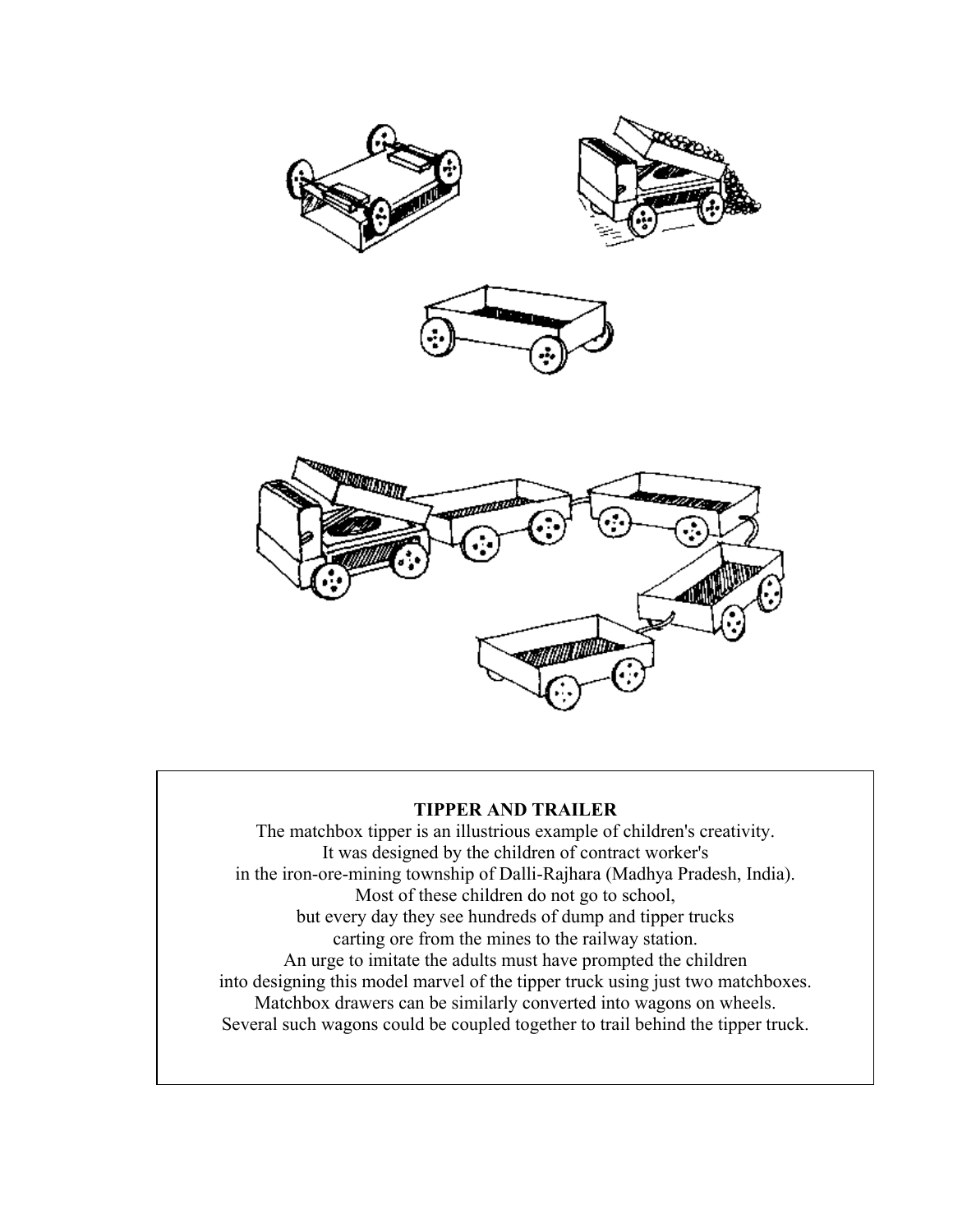**TIPPER AND TRAILER**

The matchbox tipper is an illustrious example of children's creativity.
It was designed by the children of contract worker's
in the iron-ore-mining township of Dalli-Rajhara (Madhya Pradesh, India).
Most of these children do not go to school,
but every day they see hundreds of dump and tipper trucks
carting ore from the mines to the railway station.
An urge to imitate the adults must have prompted the children
into designing this model marvel of the tipper truck using just two matchboxes.
Matchbox drawers can be similarly converted into wagons on wheels.
Several such wagons could be coupled together to trail behind the tipper truck.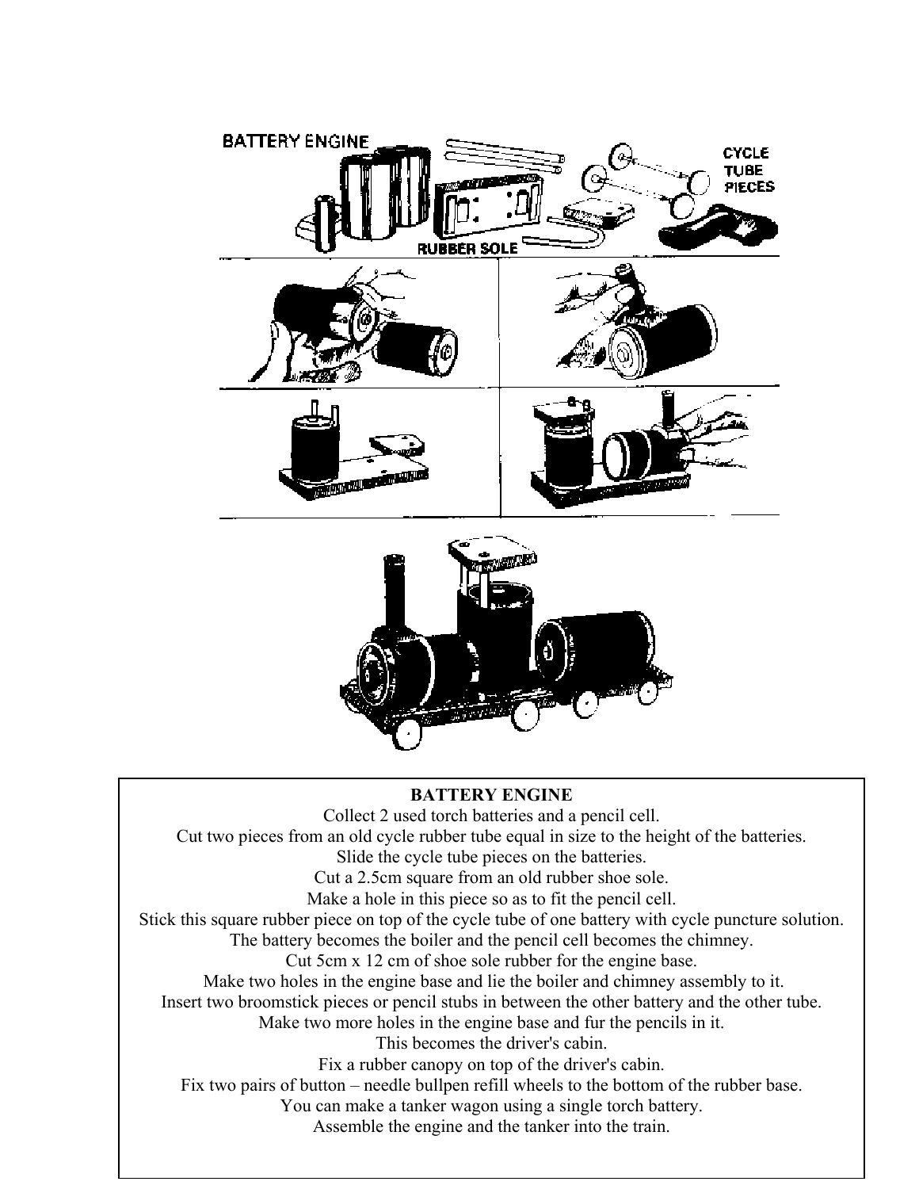**BATTERY ENGINE**

Collect 2 used torch batteries and a pencil cell.
Cut two pieces from an old cycle rubber tube equal in size to the height of the batteries.
Slide the cycle tube pieces on the batteries.
Cut a 2.5cm square from an old rubber shoe sole.
Make a hole in this piece so as to fit the pencil cell.
Stick this square rubber piece on top of the cycle tube of one battery with cycle puncture solution.
The battery becomes the boiler and the pencil cell becomes the chimney.
Cut 5cm x 12 cm of shoe sole rubber for the engine base.
Make two holes in the engine base and lie the boiler and chimney assembly to it.
Insert two broomstick pieces or pencil stubs in between the other battery and the other tube.
Make two more holes in the engine base and fur the pencils in it.
This becomes the driver's cabin.
Fix a rubber canopy on top of the driver's cabin.
Fix two pairs of button – needle bullpen refill wheels to the bottom of the rubber base.
You can make a tanker wagon using a single torch battery.
Assemble the engine and the tanker into the train.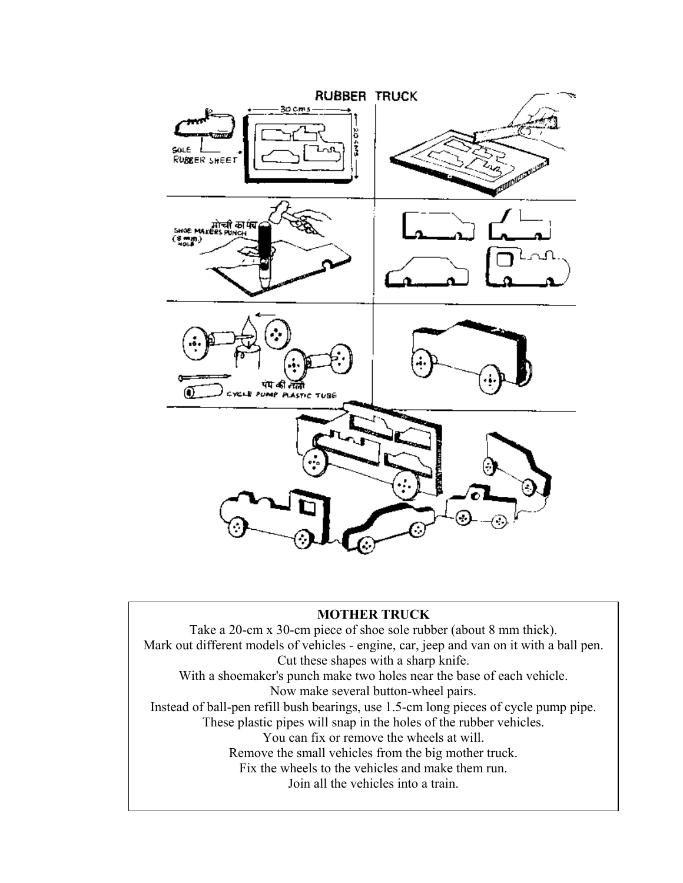**MOTHER TRUCK**

Take a 20-cm x 30-cm piece of shoe sole rubber (about 8 mm thick).
Mark out different models of vehicles - engine, car, jeep and van on it with a ball pen.
Cut these shapes with a sharp knife.
With a shoemaker's punch make two holes near the base of each vehicle.
Now make several button-wheel pairs.
Instead of ball-pen refill bush bearings, use 1.5-cm long pieces of cycle pump pipe.
These plastic pipes will snap in the holes of the rubber vehicles.
You can fix or remove the wheels at will.
Remove the small vehicles from the big mother truck.
Fix the wheels to the vehicles and make them run.
Join all the vehicles into a train.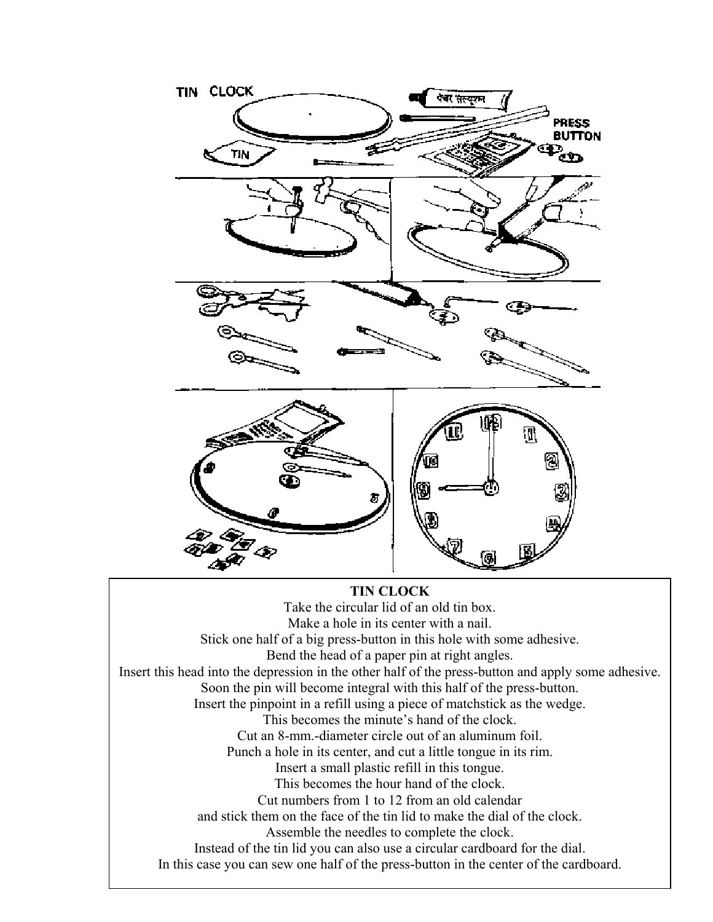# TIN CLOCK

Take the circular lid of an old tin box.
Make a hole in its center with a nail.
Stick one half of a big press-button in this hole with some adhesive.
Bend the head of a paper pin at right angles.
Insert this head into the depression in the other half of the press-button and apply some adhesive.
Soon the pin will become integral with this half of the press-button.
Insert the pinpoint in a refill using a piece of matchstick as the wedge.
This becomes the minute's hand of the clock.
Cut an 8-mm.-diameter circle out of an aluminum foil.
Punch a hole in its center, and cut a little tongue in its rim.
Insert a small plastic refill in this tongue.
This becomes the hour hand of the clock.
Cut numbers from 1 to 12 from an old calendar
and stick them on the face of the tin lid to make the dial of the clock.
Assemble the needles to complete the clock.
Instead of the tin lid you can also use a circular cardboard for the dial.
In this case you can sew one half of the press-button in the center of the cardboard.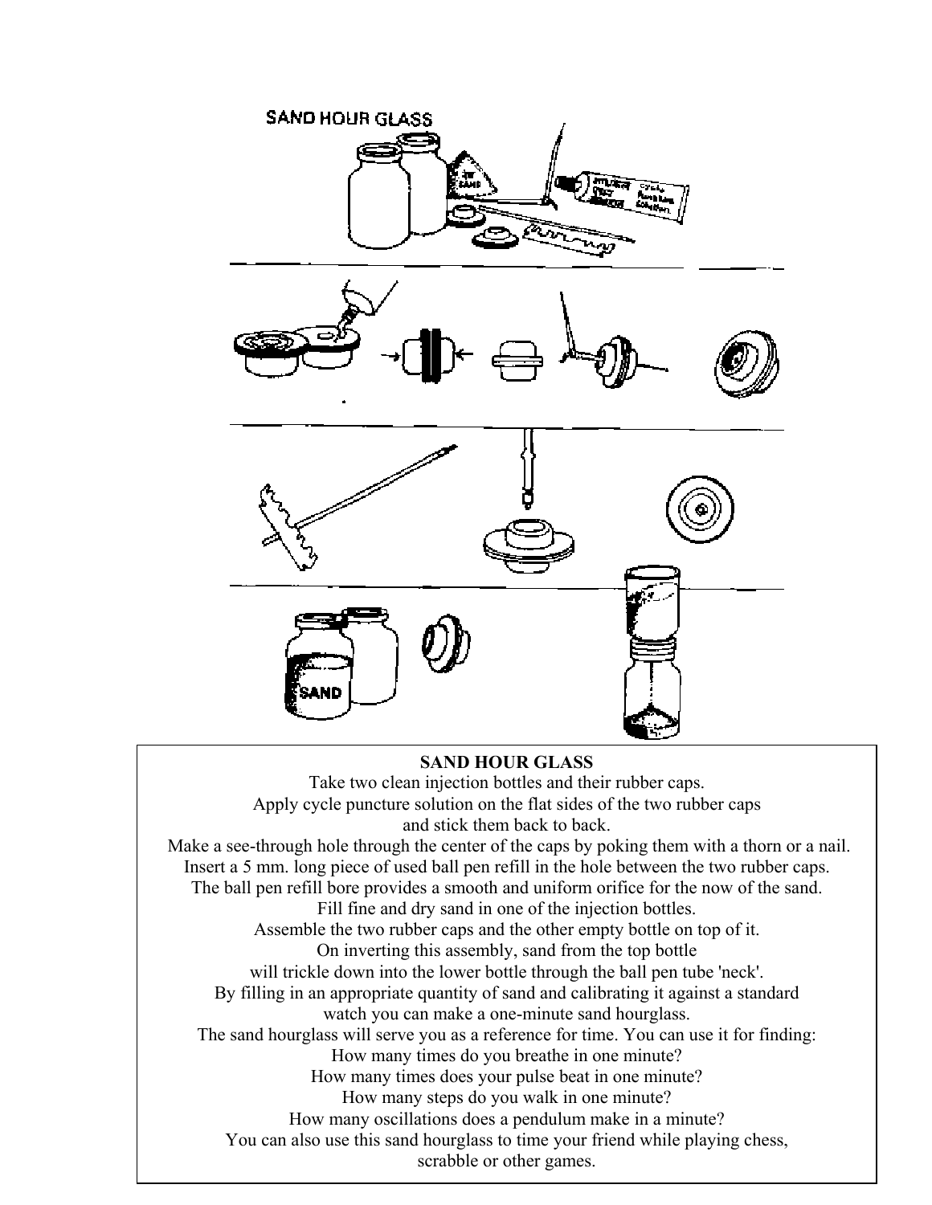**SAND HOUR GLASS**

Take two clean injection bottles and their rubber caps.
Apply cycle puncture solution on the flat sides of the two rubber caps and stick them back to back.
Make a see-through hole through the center of the caps by poking them with a thorn or a nail.
Insert a 5 mm. long piece of used ball pen refill in the hole between the two rubber caps.
The ball pen refill bore provides a smooth and uniform orifice for the now of the sand.
Fill fine and dry sand in one of the injection bottles.
Assemble the two rubber caps and the other empty bottle on top of it.
On inverting this assembly, sand from the top bottle will trickle down into the lower bottle through the ball pen tube 'neck'.
By filling in an appropriate quantity of sand and calibrating it against a standard watch you can make a one-minute sand hourglass.
The sand hourglass will serve you as a reference for time. You can use it for finding:
How many times do you breathe in one minute?
How many times does your pulse beat in one minute?
How many steps do you walk in one minute?
How many oscillations does a pendulum make in a minute?
You can also use this sand hourglass to time your friend while playing chess, scrabble or other games.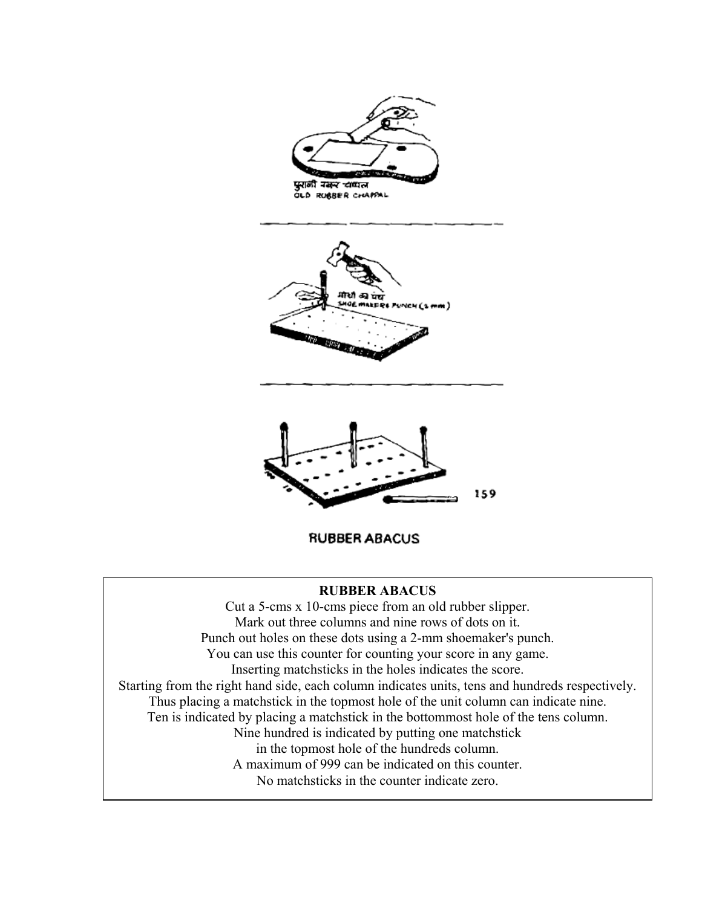RUBBER ABACUS

**RUBBER ABACUS**

Cut a 5-cms x 10-cms piece from an old rubber slipper.
Mark out three columns and nine rows of dots on it.
Punch out holes on these dots using a 2-mm shoemaker's punch.
You can use this counter for counting your score in any game.
Inserting matchsticks in the holes indicates the score.
Starting from the right hand side, each column indicates units, tens and hundreds respectively.
Thus placing a matchstick in the topmost hole of the unit column can indicate nine.
Ten is indicated by placing a matchstick in the bottommost hole of the tens column.
Nine hundred is indicated by putting one matchstick
in the topmost hole of the hundreds column.
A maximum of 999 can be indicated on this counter.
No matchsticks in the counter indicate zero.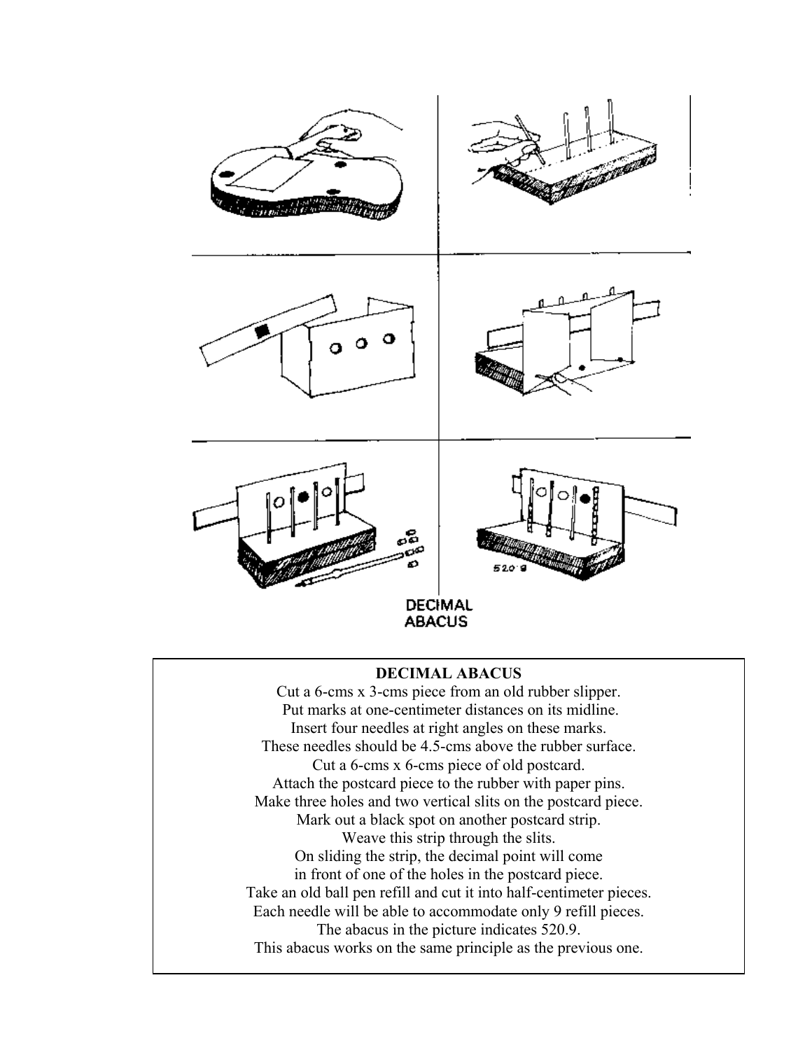DECIMAL ABACUS

## DECIMAL ABACUS

Cut a 6-cms x 3-cms piece from an old rubber slipper.
Put marks at one-centimeter distances on its midline.
Insert four needles at right angles on these marks.
These needles should be 4.5-cms above the rubber surface.
Cut a 6-cms x 6-cms piece of old postcard.
Attach the postcard piece to the rubber with paper pins.
Make three holes and two vertical slits on the postcard piece.
Mark out a black spot on another postcard strip.
Weave this strip through the slits.
On sliding the strip, the decimal point will come
in front of one of the holes in the postcard piece.
Take an old ball pen refill and cut it into half-centimeter pieces.
Each needle will be able to accommodate only 9 refill pieces.
The abacus in the picture indicates 520.9.
This abacus works on the same principle as the previous one.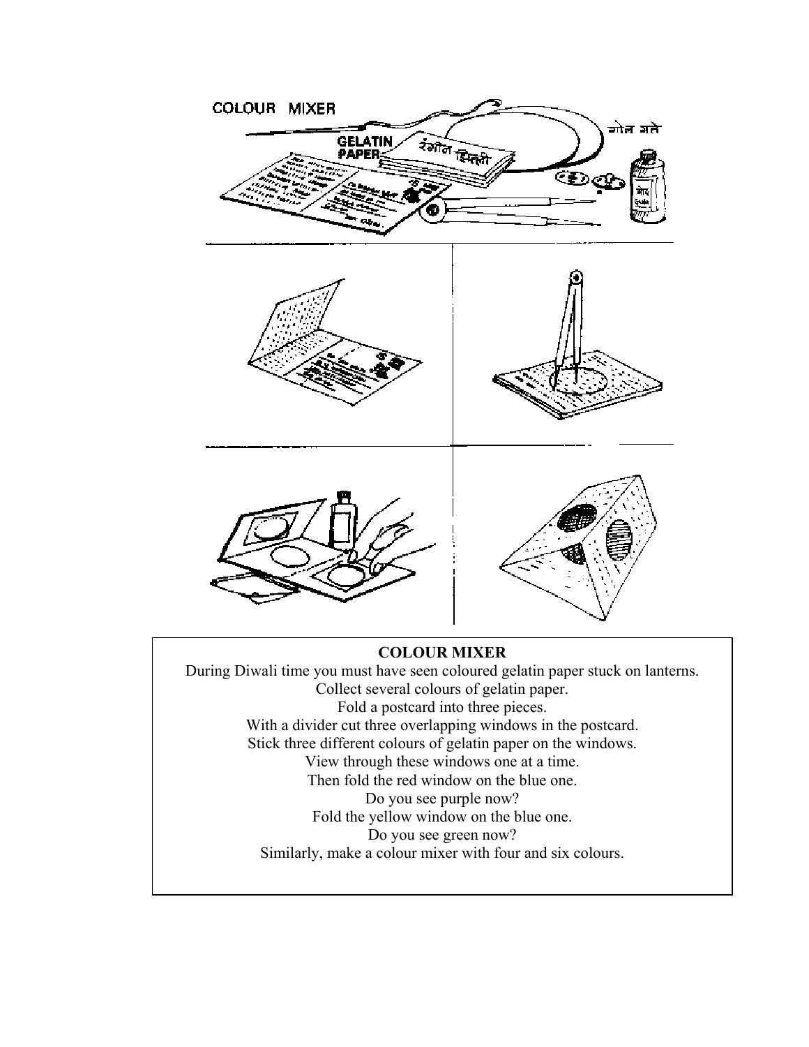# COLOUR MIXER

During Diwali time you must have seen coloured gelatin paper stuck on lanterns.

Collect several colours of gelatin paper.

Fold a postcard into three pieces.

With a divider cut three overlapping windows in the postcard.

Stick three different colours of gelatin paper on the windows.

View through these windows one at a time.

Then fold the red window on the blue one.

Do you see purple now?

Fold the yellow window on the blue one.

Do you see green now?

Similarly, make a colour mixer with four and six colours.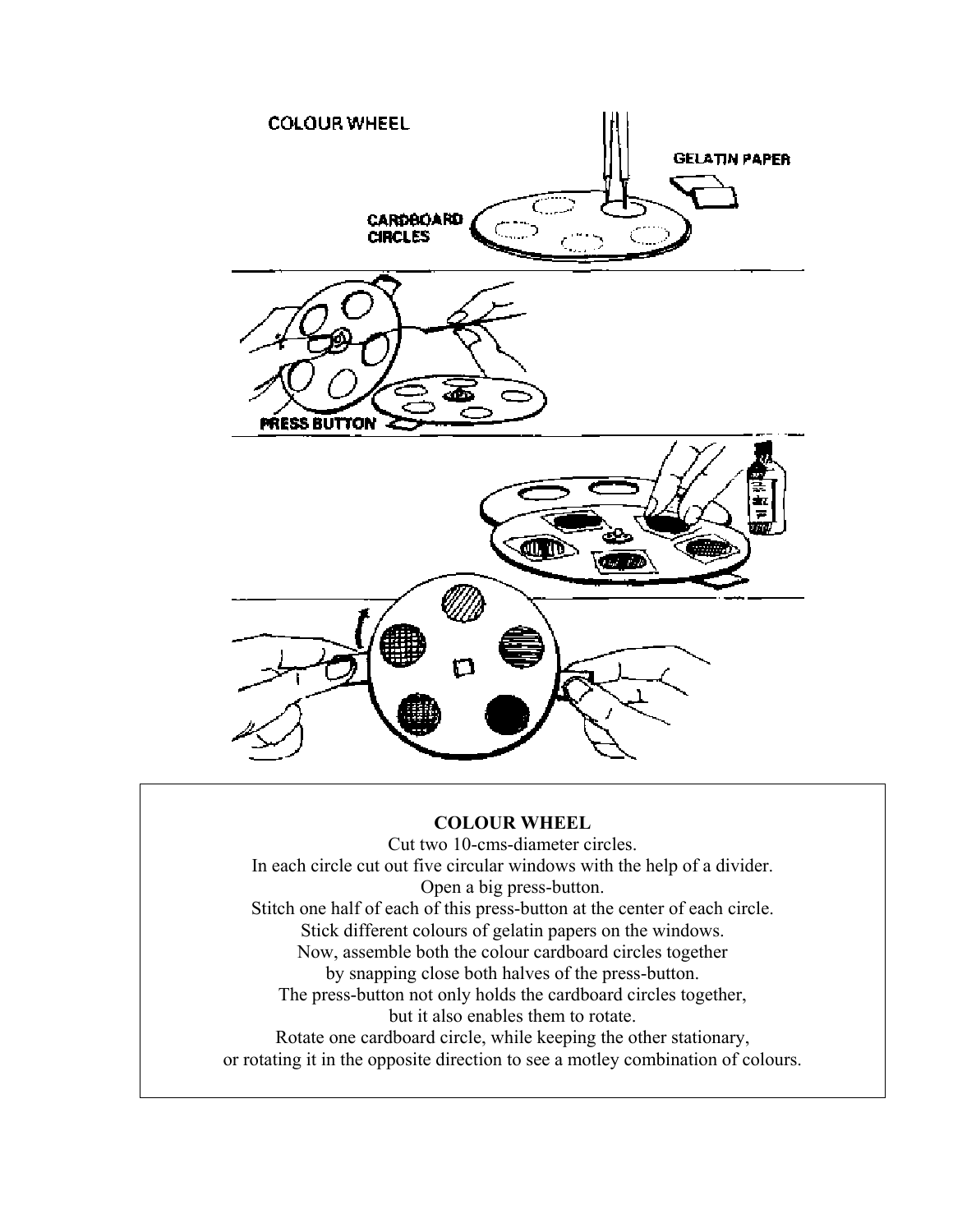COLOUR WHEEL

GELATIN PAPER

CARDBOARD CIRCLES

PRESS BUTTON

**COLOUR WHEEL**

Cut two 10-cms-diameter circles.
In each circle cut out five circular windows with the help of a divider.
Open a big press-button.
Stitch one half of each of this press-button at the center of each circle.
Stick different colours of gelatin papers on the windows.
Now, assemble both the colour cardboard circles together
by snapping close both halves of the press-button.
The press-button not only holds the cardboard circles together,
but it also enables them to rotate.
Rotate one cardboard circle, while keeping the other stationary,
or rotating it in the opposite direction to see a motley combination of colours.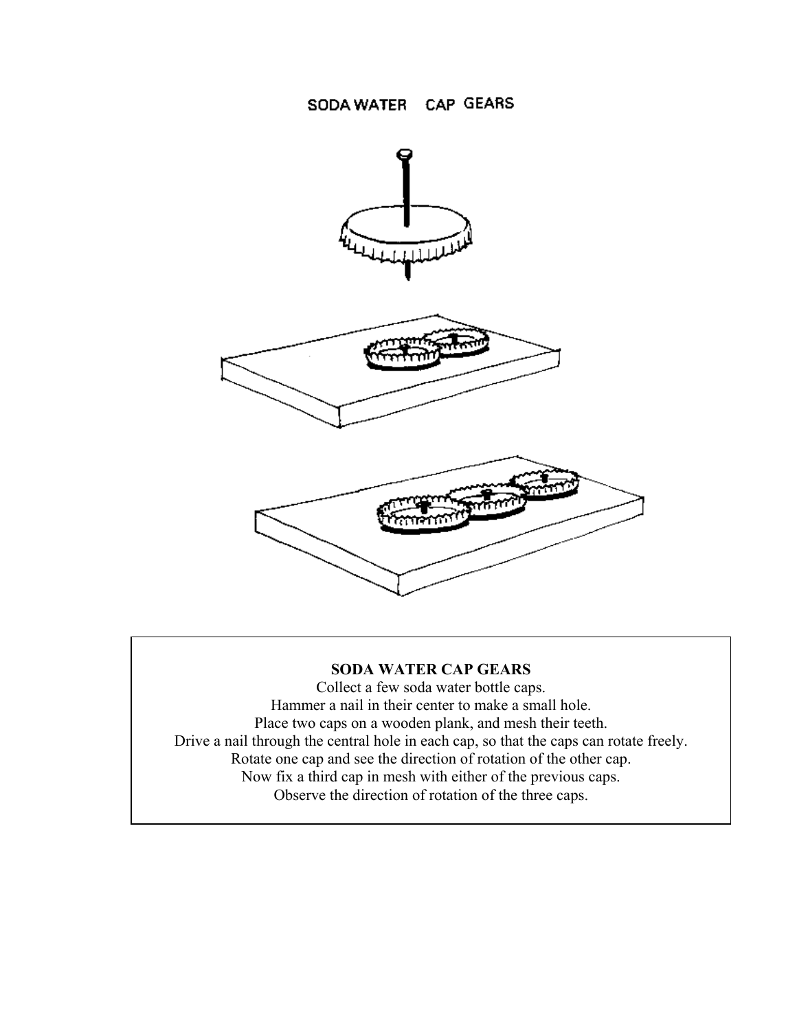# SODA WATER CAP GEARS

**SODA WATER CAP GEARS**

Collect a few soda water bottle caps.
Hammer a nail in their center to make a small hole.
Place two caps on a wooden plank, and mesh their teeth.
Drive a nail through the central hole in each cap, so that the caps can rotate freely.
Rotate one cap and see the direction of rotation of the other cap.
Now fix a third cap in mesh with either of the previous caps.
Observe the direction of rotation of the three caps.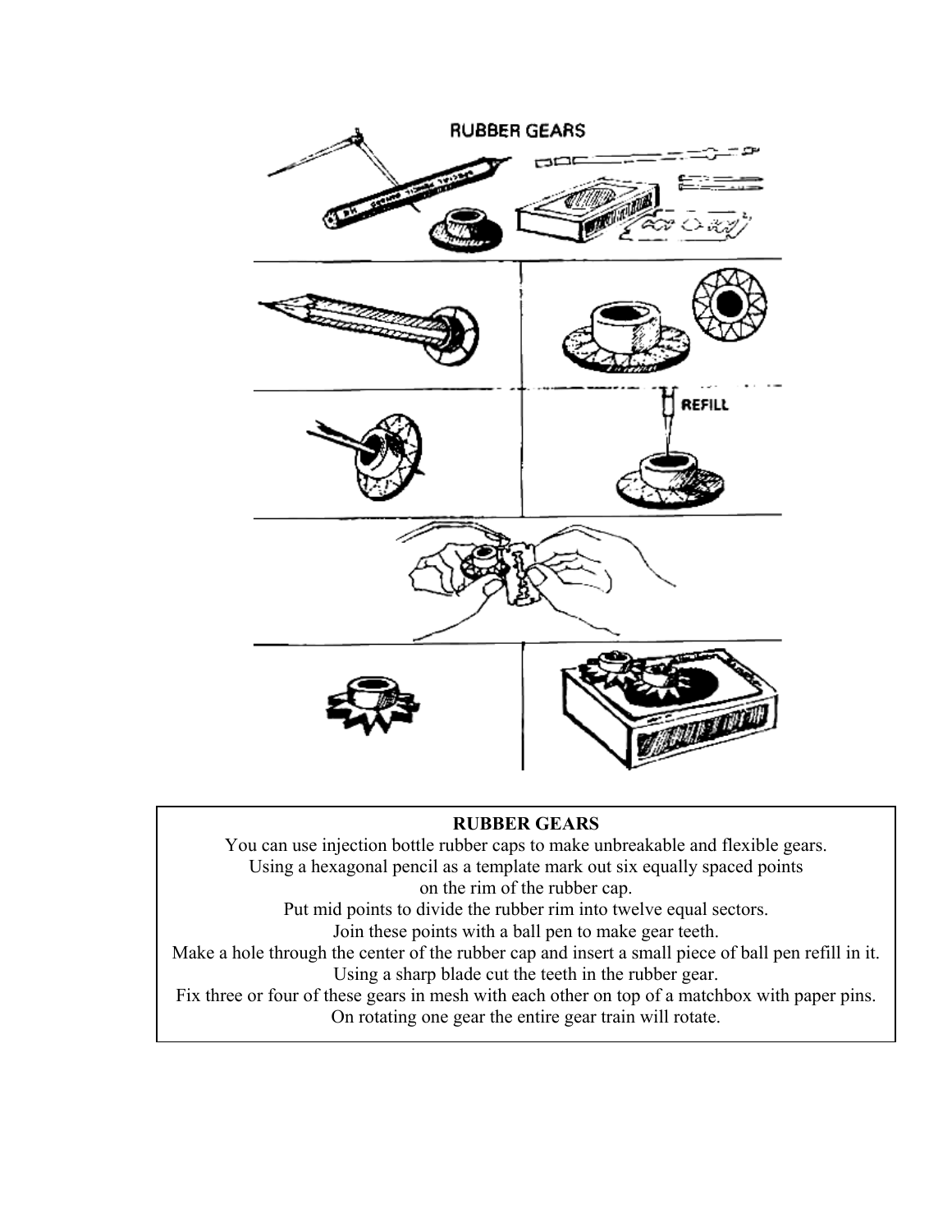**RUBBER GEARS**

You can use injection bottle rubber caps to make unbreakable and flexible gears.
Using a hexagonal pencil as a template mark out six equally spaced points on the rim of the rubber cap.
Put mid points to divide the rubber rim into twelve equal sectors.
Join these points with a ball pen to make gear teeth.
Make a hole through the center of the rubber cap and insert a small piece of ball pen refill in it.
Using a sharp blade cut the teeth in the rubber gear.
Fix three or four of these gears in mesh with each other on top of a matchbox with paper pins.
On rotating one gear the entire gear train will rotate.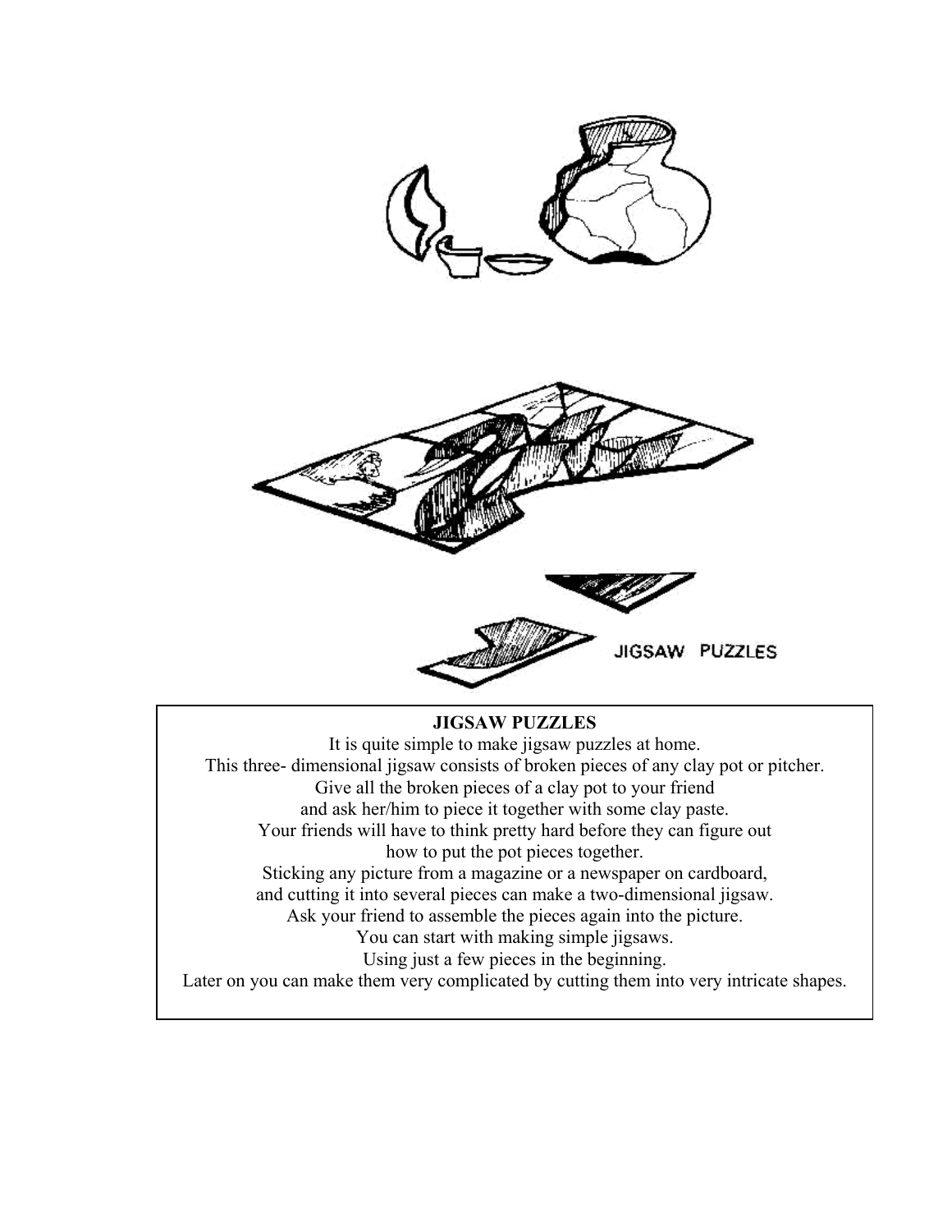JIGSAW PUZZLES

**JIGSAW PUZZLES**

It is quite simple to make jigsaw puzzles at home.
This three- dimensional jigsaw consists of broken pieces of any clay pot or pitcher.
Give all the broken pieces of a clay pot to your friend
and ask her/him to piece it together with some clay paste.
Your friends will have to think pretty hard before they can figure out
how to put the pot pieces together.
Sticking any picture from a magazine or a newspaper on cardboard,
and cutting it into several pieces can make a two-dimensional jigsaw.
Ask your friend to assemble the pieces again into the picture.
You can start with making simple jigsaws.
Using just a few pieces in the beginning.
Later on you can make them very complicated by cutting them into very intricate shapes.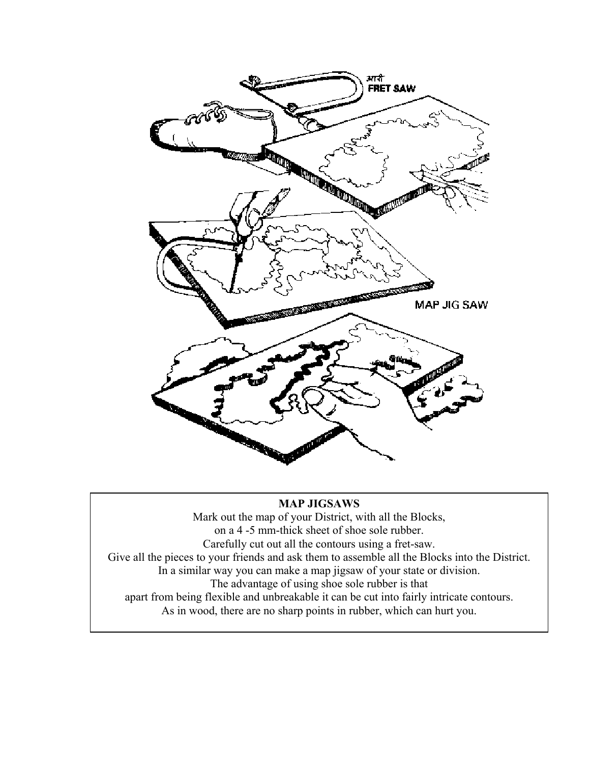## MAP JIGSAWS

Mark out the map of your District, with all the Blocks, on a 4 -5 mm-thick sheet of shoe sole rubber.
Carefully cut out all the contours using a fret-saw.
Give all the pieces to your friends and ask them to assemble all the Blocks into the District.
In a similar way you can make a map jigsaw of your state or division.
The advantage of using shoe sole rubber is that apart from being flexible and unbreakable it can be cut into fairly intricate contours.
As in wood, there are no sharp points in rubber, which can hurt you.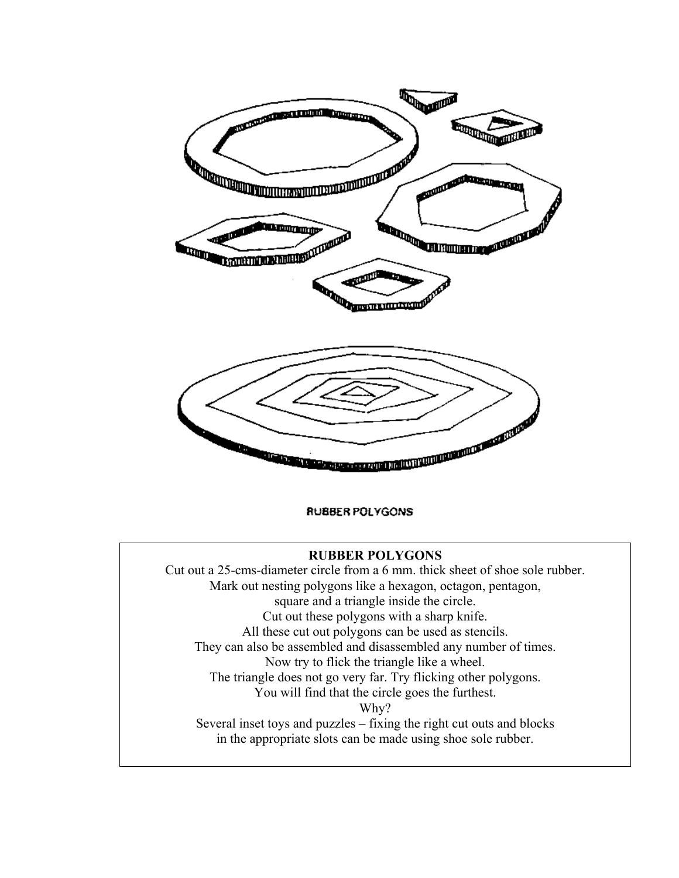RUBBER POLYGONS

**RUBBER POLYGONS**

Cut out a 25-cms-diameter circle from a 6 mm. thick sheet of shoe sole rubber.
Mark out nesting polygons like a hexagon, octagon, pentagon,
square and a triangle inside the circle.
Cut out these polygons with a sharp knife.
All these cut out polygons can be used as stencils.
They can also be assembled and disassembled any number of times.
Now try to flick the triangle like a wheel.
The triangle does not go very far. Try flicking other polygons.
You will find that the circle goes the furthest.
Why?
Several inset toys and puzzles – fixing the right cut outs and blocks
in the appropriate slots can be made using shoe sole rubber.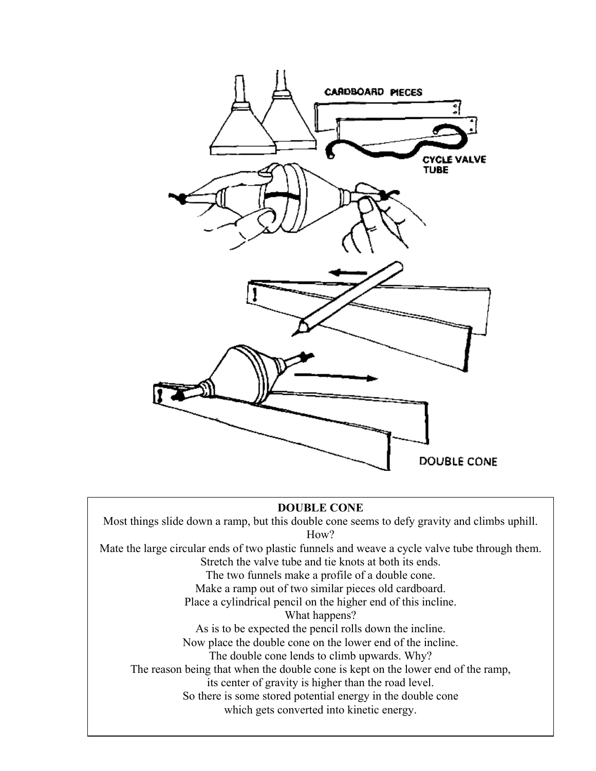CARDBOARD PIECES

CYCLE VALVE TUBE

DOUBLE CONE

**DOUBLE CONE**

Most things slide down a ramp, but this double cone seems to defy gravity and climbs uphill.
How?
Mate the large circular ends of two plastic funnels and weave a cycle valve tube through them.
Stretch the valve tube and tie knots at both its ends.
The two funnels make a profile of a double cone.
Make a ramp out of two similar pieces old cardboard.
Place a cylindrical pencil on the higher end of this incline.
What happens?
As is to be expected the pencil rolls down the incline.
Now place the double cone on the lower end of the incline.
The double cone lends to climb upwards. Why?
The reason being that when the double cone is kept on the lower end of the ramp,
its center of gravity is higher than the road level.
So there is some stored potential energy in the double cone
which gets converted into kinetic energy.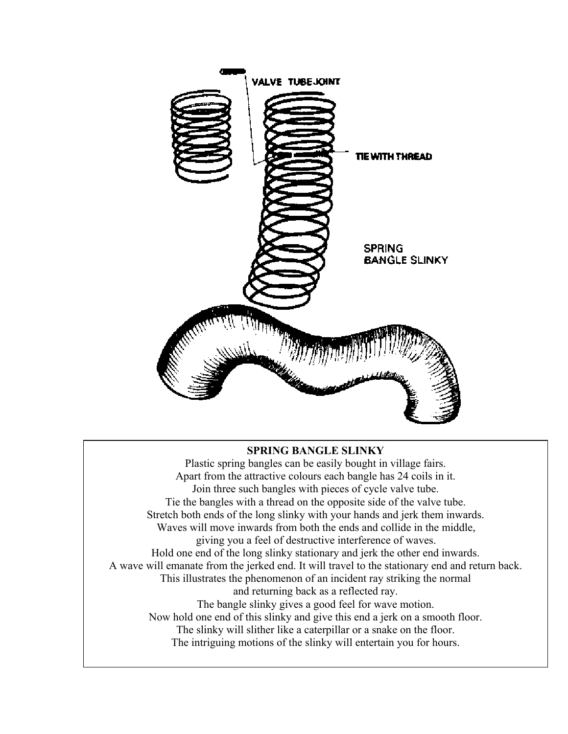VALVE TUBE-JOINT

TIE WITH THREAD

SPRING BANGLE SLINKY

**SPRING BANGLE SLINKY**

Plastic spring bangles can be easily bought in village fairs.
Apart from the attractive colours each bangle has 24 coils in it.
Join three such bangles with pieces of cycle valve tube.
Tie the bangles with a thread on the opposite side of the valve tube.
Stretch both ends of the long slinky with your hands and jerk them inwards.
Waves will move inwards from both the ends and collide in the middle,
giving you a feel of destructive interference of waves.
Hold one end of the long slinky stationary and jerk the other end inwards.
A wave will emanate from the jerked end. It will travel to the stationary end and return back.
This illustrates the phenomenon of an incident ray striking the normal
and returning back as a reflected ray.
The bangle slinky gives a good feel for wave motion.
Now hold one end of this slinky and give this end a jerk on a smooth floor.
The slinky will slither like a caterpillar or a snake on the floor.
The intriguing motions of the slinky will entertain you for hours.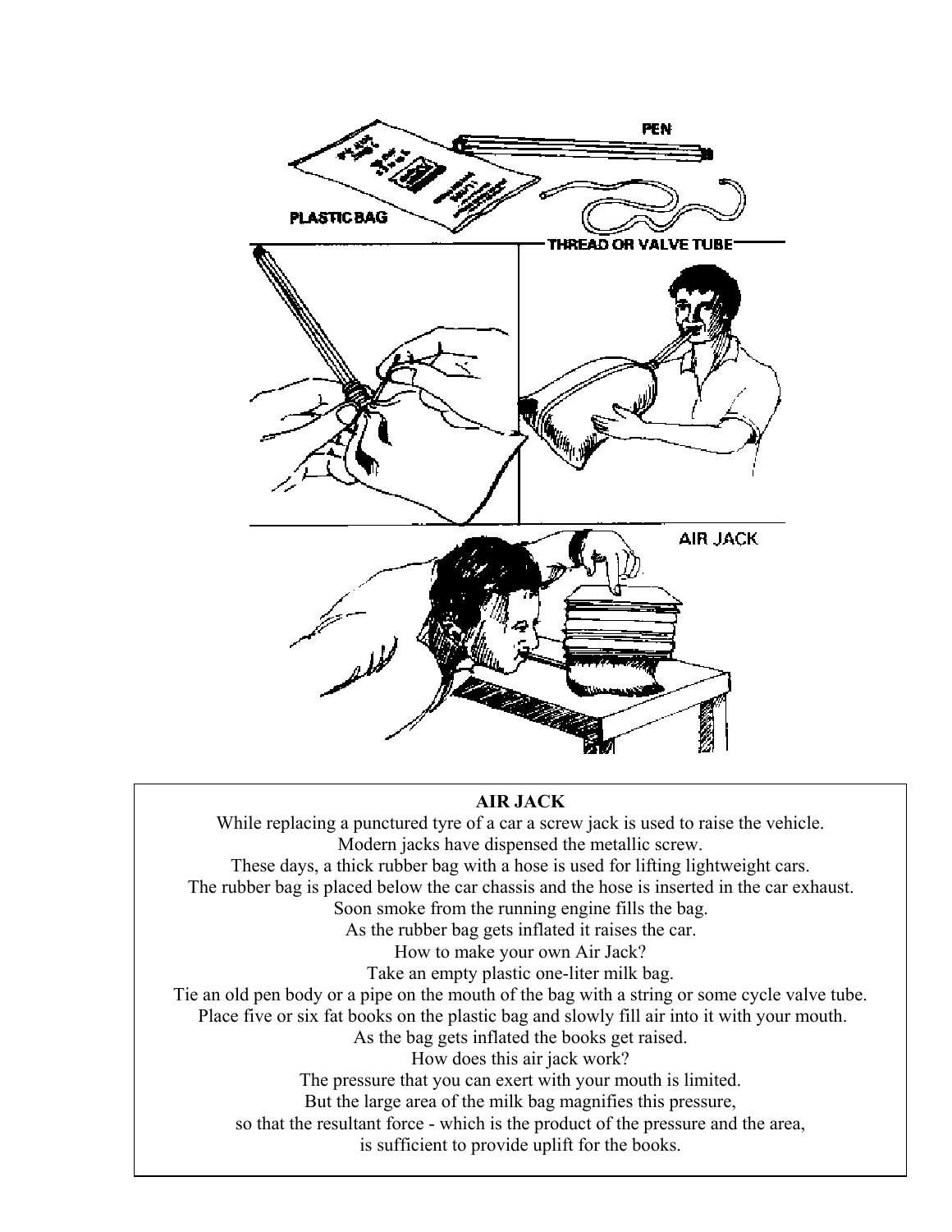## AIR JACK

While replacing a punctured tyre of a car a screw jack is used to raise the vehicle.
Modern jacks have dispensed the metallic screw.
These days, a thick rubber bag with a hose is used for lifting lightweight cars.
The rubber bag is placed below the car chassis and the hose is inserted in the car exhaust.
Soon smoke from the running engine fills the bag.
As the rubber bag gets inflated it raises the car.
How to make your own Air Jack?
Take an empty plastic one-liter milk bag.
Tie an old pen body or a pipe on the mouth of the bag with a string or some cycle valve tube.
Place five or six fat books on the plastic bag and slowly fill air into it with your mouth.
As the bag gets inflated the books get raised.
How does this air jack work?
The pressure that you can exert with your mouth is limited.
But the large area of the milk bag magnifies this pressure,
so that the resultant force - which is the product of the pressure and the area,
is sufficient to provide uplift for the books.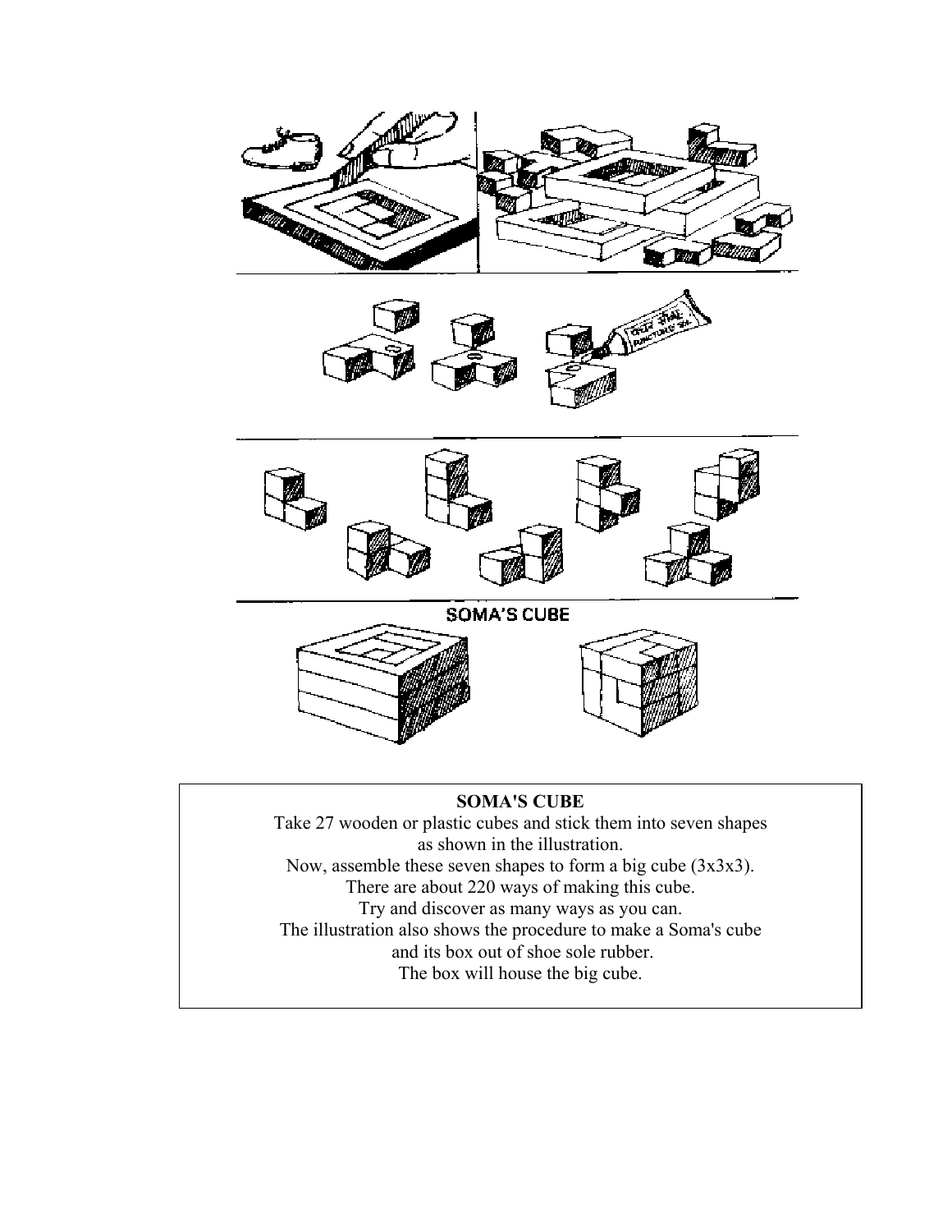SOMA'S CUBE

**SOMA'S CUBE**

Take 27 wooden or plastic cubes and stick them into seven shapes as shown in the illustration.
Now, assemble these seven shapes to form a big cube (3x3x3).
There are about 220 ways of making this cube.
Try and discover as many ways as you can.
The illustration also shows the procedure to make a Soma's cube and its box out of shoe sole rubber.
The box will house the big cube.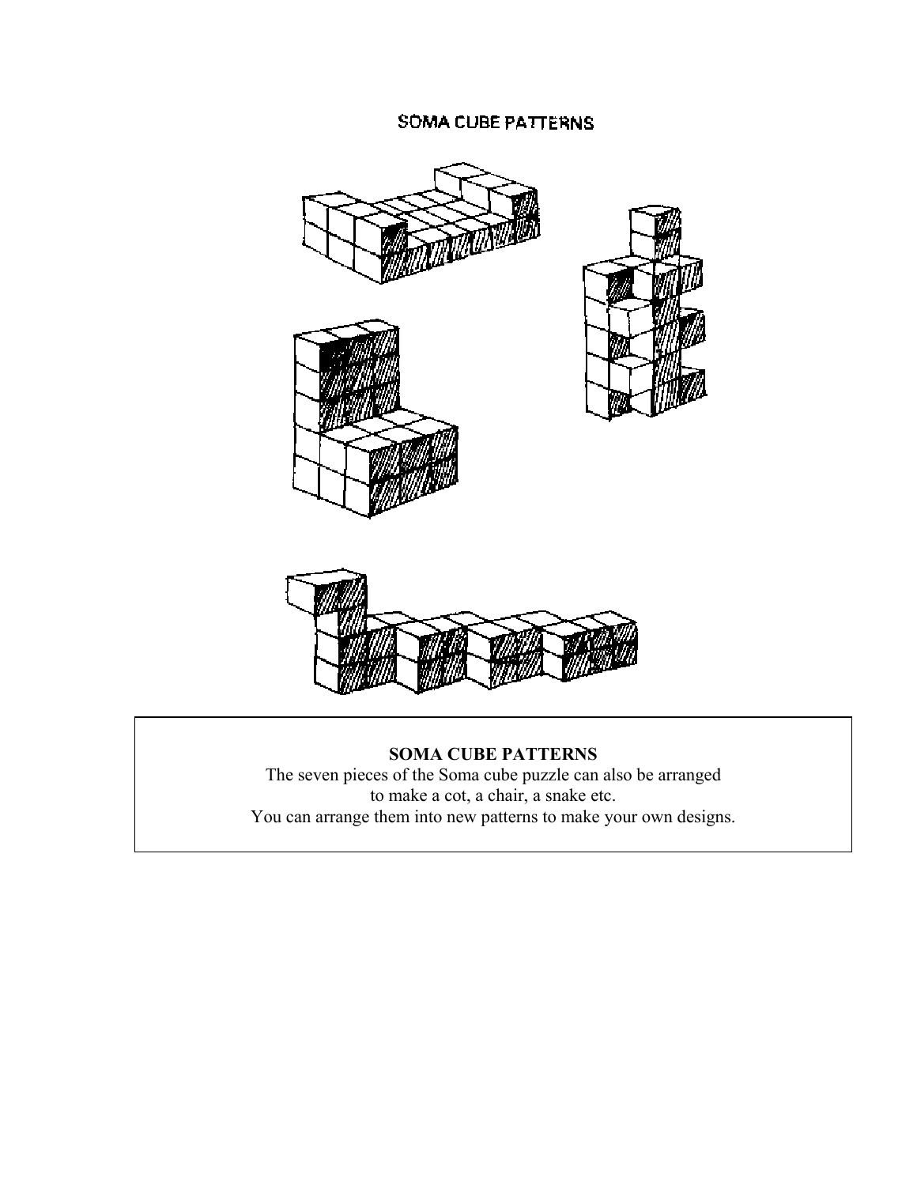SOMA CUBE PATTERNS

**SOMA CUBE PATTERNS**

The seven pieces of the Soma cube puzzle can also be arranged to make a cot, a chair, a snake etc.

You can arrange them into new patterns to make your own designs.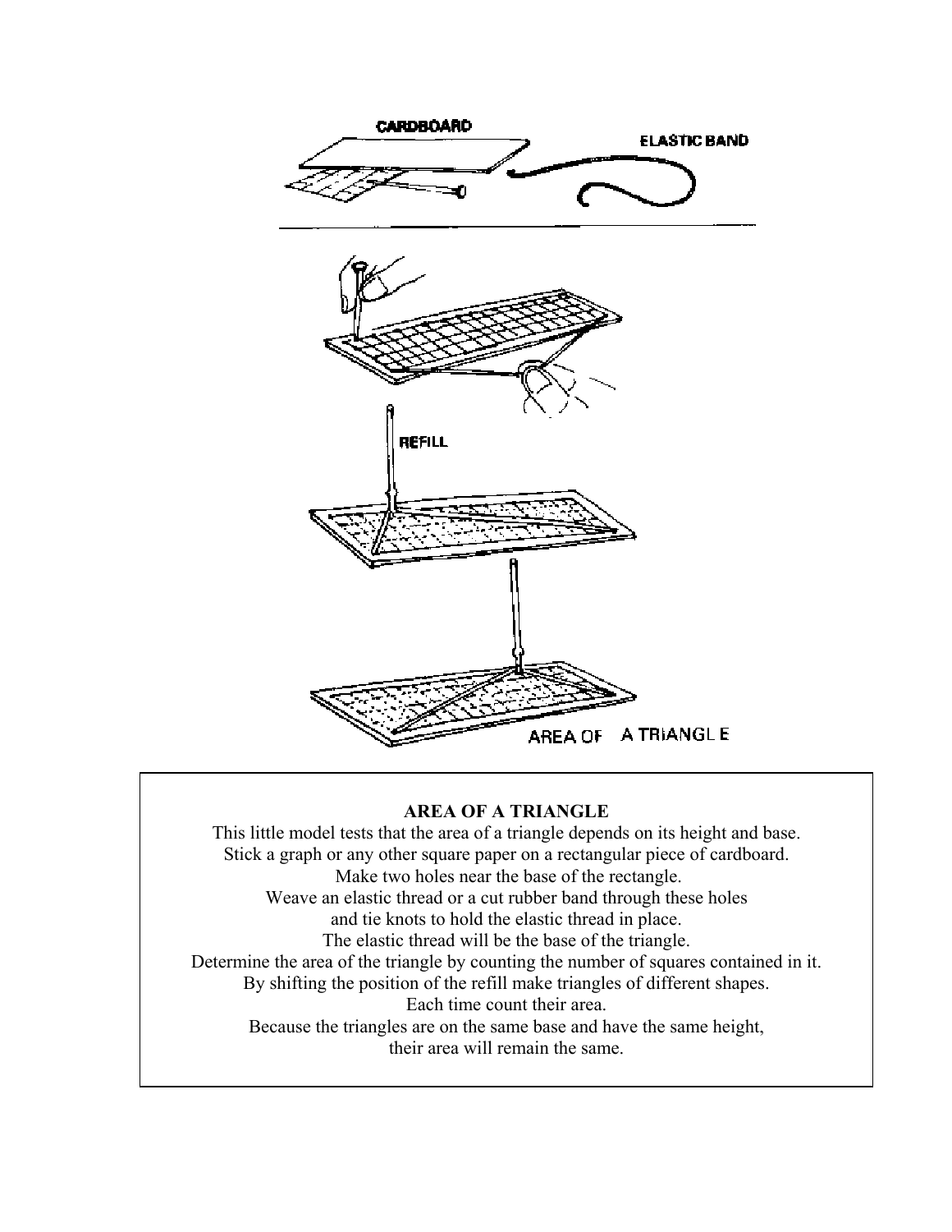**AREA OF A TRIANGLE**

This little model tests that the area of a triangle depends on its height and base.
Stick a graph or any other square paper on a rectangular piece of cardboard.
Make two holes near the base of the rectangle.
Weave an elastic thread or a cut rubber band through these holes
and tie knots to hold the elastic thread in place.
The elastic thread will be the base of the triangle.
Determine the area of the triangle by counting the number of squares contained in it.
By shifting the position of the refill make triangles of different shapes.
Each time count their area.
Because the triangles are on the same base and have the same height,
their area will remain the same.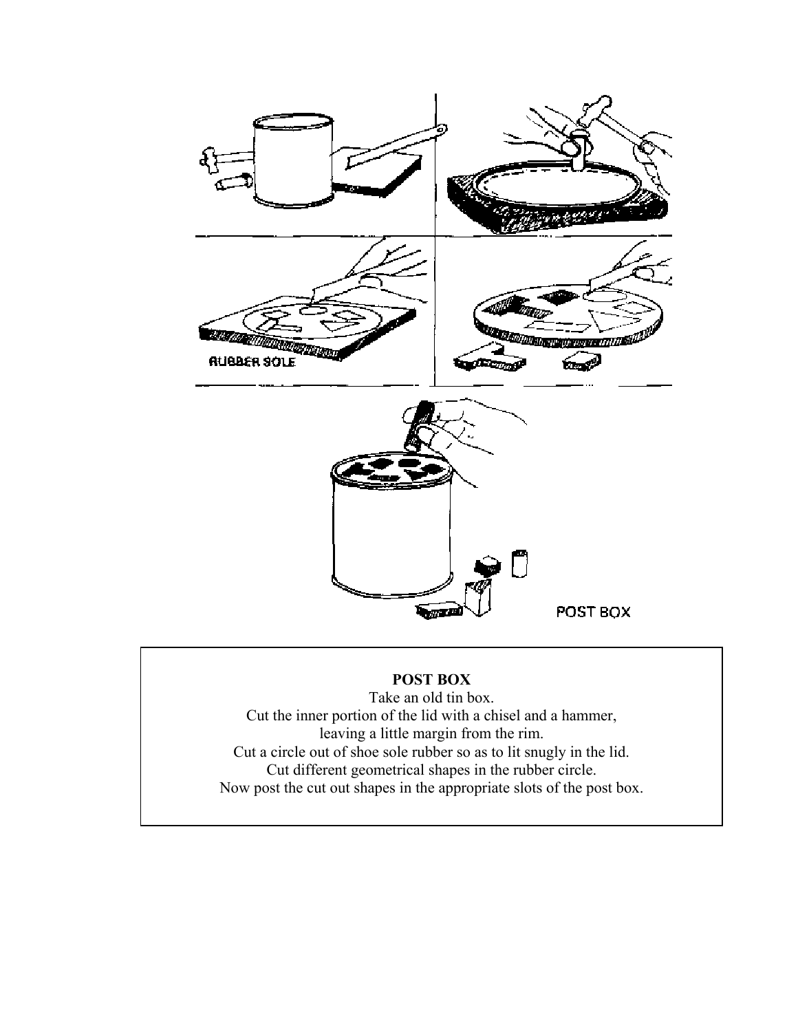**POST BOX**

Take an old tin box.
Cut the inner portion of the lid with a chisel and a hammer, leaving a little margin from the rim.
Cut a circle out of shoe sole rubber so as to lit snugly in the lid.
Cut different geometrical shapes in the rubber circle.
Now post the cut out shapes in the appropriate slots of the post box.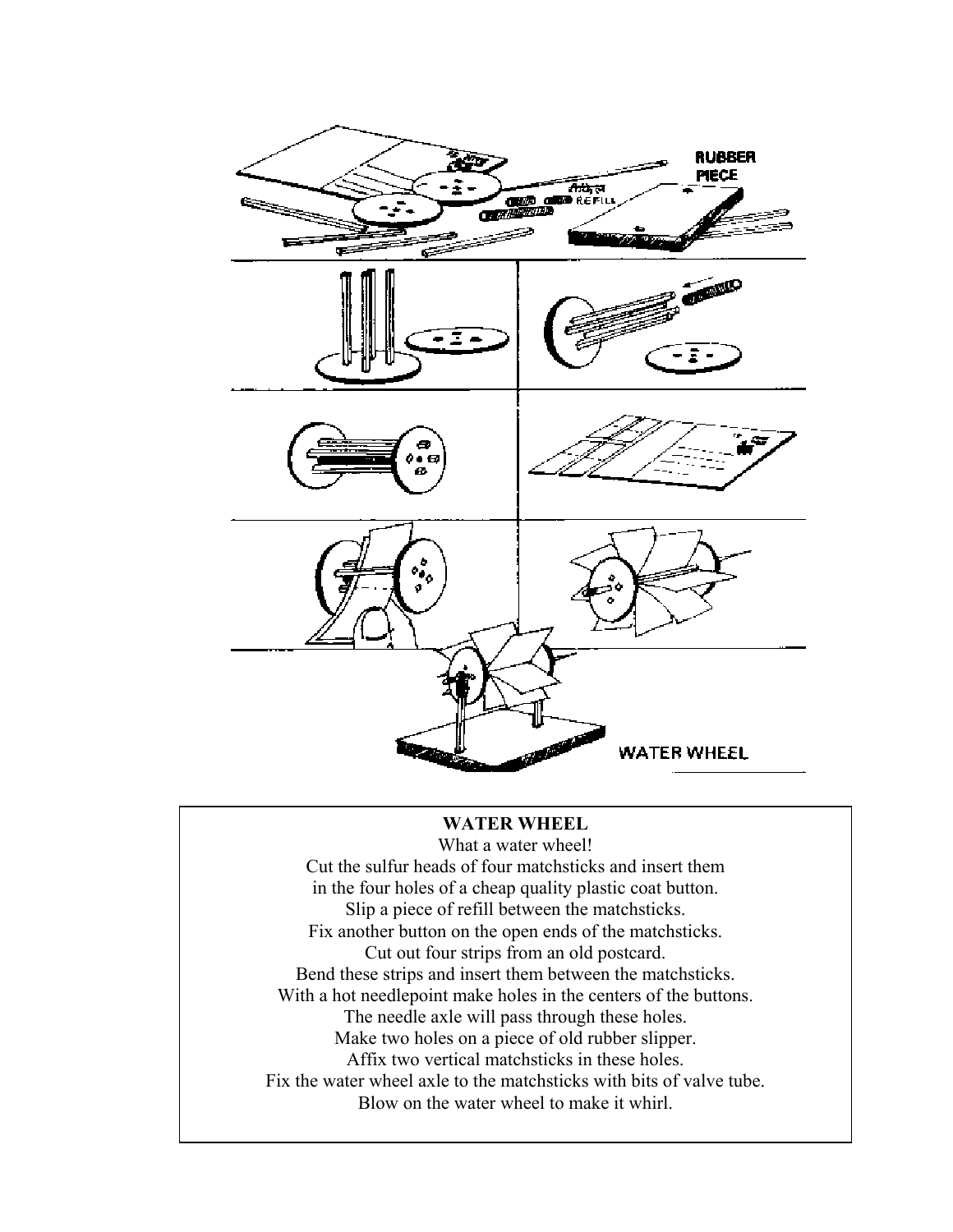**WATER WHEEL**

What a water wheel!

Cut the sulfur heads of four matchsticks and insert them in the four holes of a cheap quality plastic coat button.

Slip a piece of refill between the matchsticks.

Fix another button on the open ends of the matchsticks.

Cut out four strips from an old postcard.

Bend these strips and insert them between the matchsticks.

With a hot needlepoint make holes in the centers of the buttons.

The needle axle will pass through these holes.

Make two holes on a piece of old rubber slipper.

Affix two vertical matchsticks in these holes.

Fix the water wheel axle to the matchsticks with bits of valve tube.

Blow on the water wheel to make it whirl.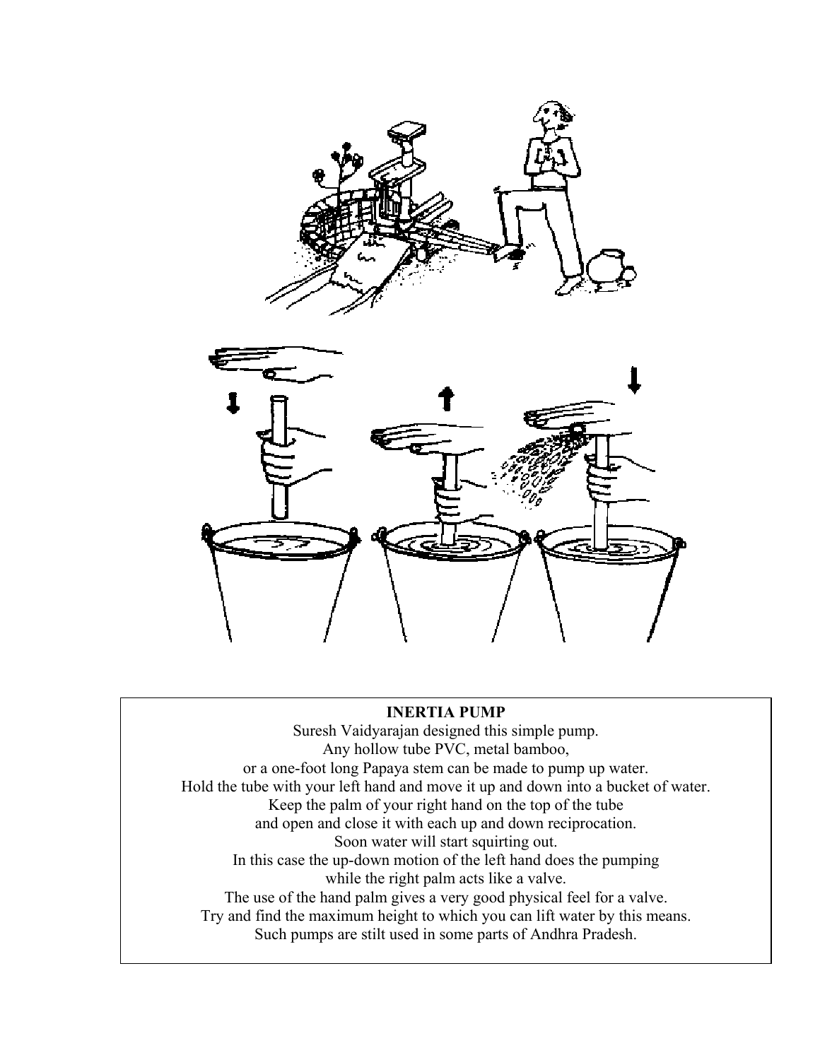**INERTIA PUMP**

Suresh Vaidyarajan designed this simple pump.
Any hollow tube PVC, metal bamboo,
or a one-foot long Papaya stem can be made to pump up water.
Hold the tube with your left hand and move it up and down into a bucket of water.
Keep the palm of your right hand on the top of the tube
and open and close it with each up and down reciprocation.
Soon water will start squirting out.
In this case the up-down motion of the left hand does the pumping
while the right palm acts like a valve.
The use of the hand palm gives a very good physical feel for a valve.
Try and find the maximum height to which you can lift water by this means.
Such pumps are stilt used in some parts of Andhra Pradesh.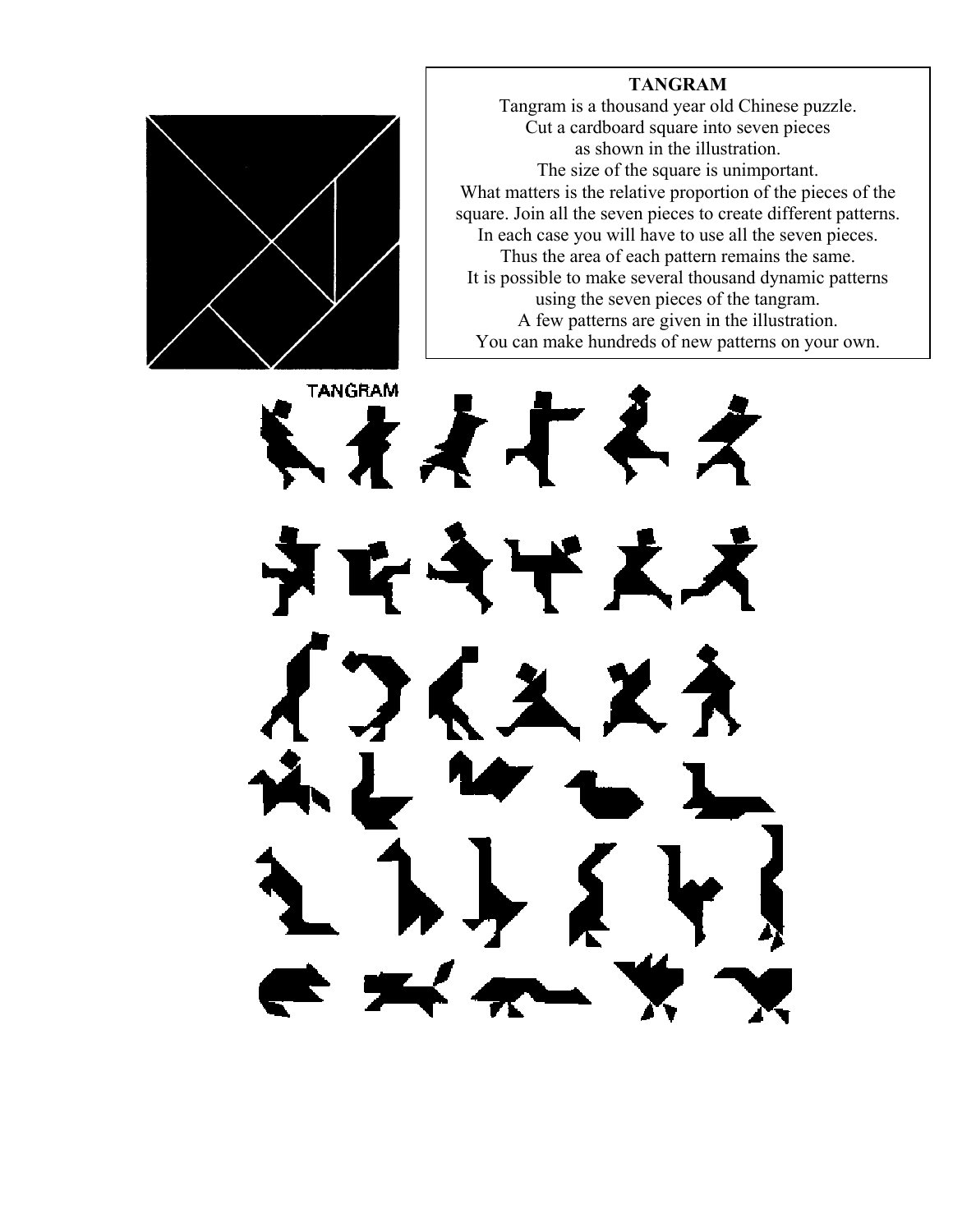**TANGRAM**

Tangram is a thousand year old Chinese puzzle.
Cut a cardboard square into seven pieces
as shown in the illustration.
The size of the square is unimportant.
What matters is the relative proportion of the pieces of the square. Join all the seven pieces to create different patterns.
In each case you will have to use all the seven pieces.
Thus the area of each pattern remains the same.
It is possible to make several thousand dynamic patterns
using the seven pieces of the tangram.
A few patterns are given in the illustration.
You can make hundreds of new patterns on your own.

TANGRAM